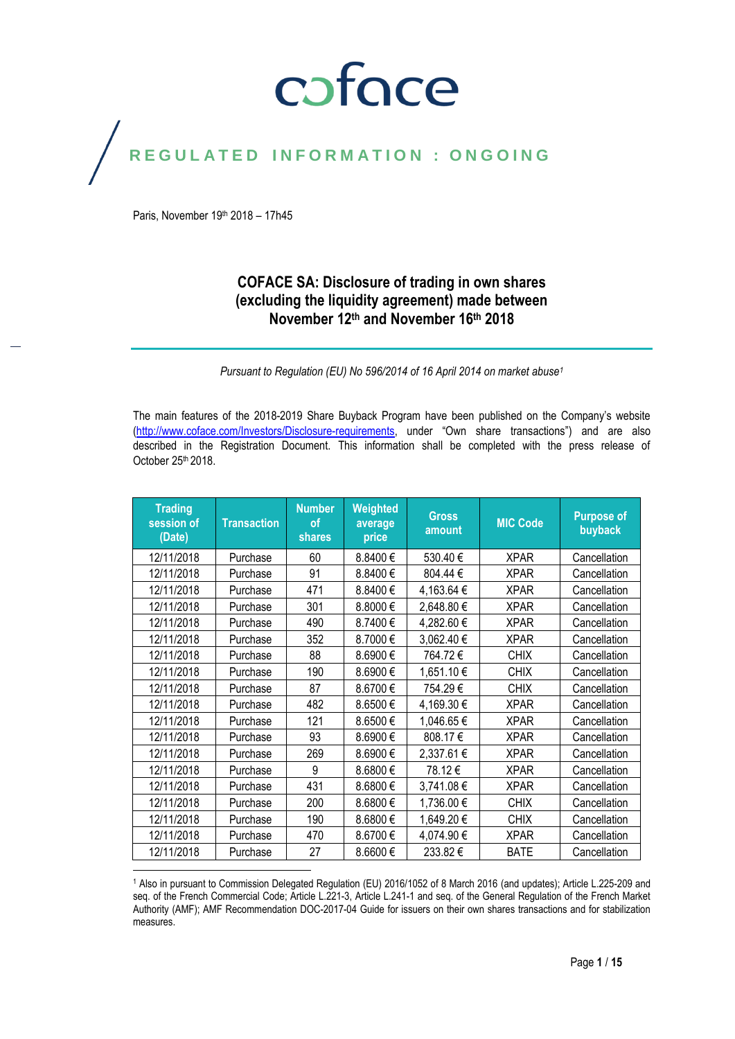# coface

## REGULATED INFORMATION : ONGOING

Paris, November 19th 2018 – 17h45

### COFACE SA: Disclosure of trading in own shares (excluding the liquidity agreement) made between November 12th and November 16th 2018

*Pursuant to Regulation (EU) No 596/2014 of 16 April 2014 on market abuse*[1]

The main features of the 2018-2019 Share Buyback Program have been published on the Company's website (http://www.coface.com/Investors/Disclosure-requirements, under "Own share transactions") and are also described in the Registration Document. This information shall be completed with the press release of October 25th 2018.

| Trading session of (Date) | Transaction | Number of shares | Weighted average price | Gross amount | MIC Code | Purpose of buyback |
|---|---|---|---|---|---|---|
| 12/11/2018 | Purchase | 60 | 8.8400 € | 530.40 € | XPAR | Cancellation |
| 12/11/2018 | Purchase | 91 | 8.8400 € | 804.44 € | XPAR | Cancellation |
| 12/11/2018 | Purchase | 471 | 8.8400 € | 4,163.64 € | XPAR | Cancellation |
| 12/11/2018 | Purchase | 301 | 8.8000 € | 2,648.80 € | XPAR | Cancellation |
| 12/11/2018 | Purchase | 490 | 8.7400 € | 4,282.60 € | XPAR | Cancellation |
| 12/11/2018 | Purchase | 352 | 8.7000 € | 3,062.40 € | XPAR | Cancellation |
| 12/11/2018 | Purchase | 88 | 8.6900 € | 764.72 € | CHIX | Cancellation |
| 12/11/2018 | Purchase | 190 | 8.6900 € | 1,651.10 € | CHIX | Cancellation |
| 12/11/2018 | Purchase | 87 | 8.6700 € | 754.29 € | CHIX | Cancellation |
| 12/11/2018 | Purchase | 482 | 8.6500 € | 4,169.30 € | XPAR | Cancellation |
| 12/11/2018 | Purchase | 121 | 8.6500 € | 1,046.65 € | XPAR | Cancellation |
| 12/11/2018 | Purchase | 93 | 8.6900 € | 808.17 € | XPAR | Cancellation |
| 12/11/2018 | Purchase | 269 | 8.6900 € | 2,337.61 € | XPAR | Cancellation |
| 12/11/2018 | Purchase | 9 | 8.6800 € | 78.12 € | XPAR | Cancellation |
| 12/11/2018 | Purchase | 431 | 8.6800 € | 3,741.08 € | XPAR | Cancellation |
| 12/11/2018 | Purchase | 200 | 8.6800 € | 1,736.00 € | CHIX | Cancellation |
| 12/11/2018 | Purchase | 190 | 8.6800 € | 1,649.20 € | CHIX | Cancellation |
| 12/11/2018 | Purchase | 470 | 8.6700 € | 4,074.90 € | XPAR | Cancellation |
| 12/11/2018 | Purchase | 27 | 8.6600 € | 233.82 € | BATE | Cancellation |

[1] Also in pursuant to Commission Delegated Regulation (EU) 2016/1052 of 8 March 2016 (and updates); Article L.225-209 and seq. of the French Commercial Code; Article L.221-3, Article L.241-1 and seq. of the General Regulation of the French Market Authority (AMF); AMF Recommendation DOC-2017-04 Guide for issuers on their own shares transactions and for stabilization measures.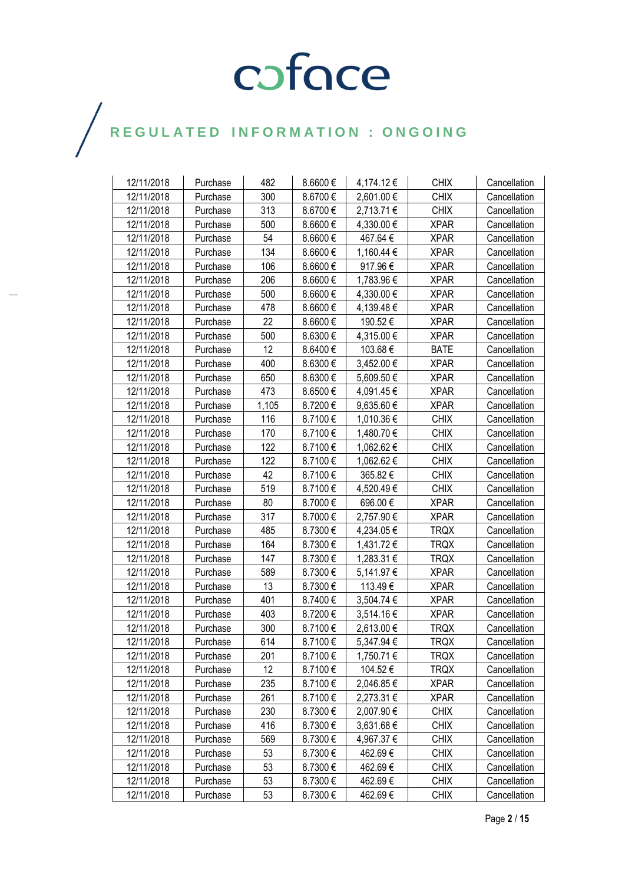# coface

## REGULATED INFORMATION : ONGOING

| 12/11/2018 | Purchase | 482 | 8.6600 € | 4,174.12 € | CHIX | Cancellation |
|---|---|---|---|---|---|---|
| 12/11/2018 | Purchase | 300 | 8.6700 € | 2,601.00 € | CHIX | Cancellation |
| 12/11/2018 | Purchase | 313 | 8.6700 € | 2,713.71 € | CHIX | Cancellation |
| 12/11/2018 | Purchase | 500 | 8.6600 € | 4,330.00 € | XPAR | Cancellation |
| 12/11/2018 | Purchase | 54 | 8.6600 € | 467.64 € | XPAR | Cancellation |
| 12/11/2018 | Purchase | 134 | 8.6600 € | 1,160.44 € | XPAR | Cancellation |
| 12/11/2018 | Purchase | 106 | 8.6600 € | 917.96 € | XPAR | Cancellation |
| 12/11/2018 | Purchase | 206 | 8.6600 € | 1,783.96 € | XPAR | Cancellation |
| 12/11/2018 | Purchase | 500 | 8.6600 € | 4,330.00 € | XPAR | Cancellation |
| 12/11/2018 | Purchase | 478 | 8.6600 € | 4,139.48 € | XPAR | Cancellation |
| 12/11/2018 | Purchase | 22 | 8.6600 € | 190.52 € | XPAR | Cancellation |
| 12/11/2018 | Purchase | 500 | 8.6300 € | 4,315.00 € | XPAR | Cancellation |
| 12/11/2018 | Purchase | 12 | 8.6400 € | 103.68 € | BATE | Cancellation |
| 12/11/2018 | Purchase | 400 | 8.6300 € | 3,452.00 € | XPAR | Cancellation |
| 12/11/2018 | Purchase | 650 | 8.6300 € | 5,609.50 € | XPAR | Cancellation |
| 12/11/2018 | Purchase | 473 | 8.6500 € | 4,091.45 € | XPAR | Cancellation |
| 12/11/2018 | Purchase | 1,105 | 8.7200 € | 9,635.60 € | XPAR | Cancellation |
| 12/11/2018 | Purchase | 116 | 8.7100 € | 1,010.36 € | CHIX | Cancellation |
| 12/11/2018 | Purchase | 170 | 8.7100 € | 1,480.70 € | CHIX | Cancellation |
| 12/11/2018 | Purchase | 122 | 8.7100 € | 1,062.62 € | CHIX | Cancellation |
| 12/11/2018 | Purchase | 122 | 8.7100 € | 1,062.62 € | CHIX | Cancellation |
| 12/11/2018 | Purchase | 42 | 8.7100 € | 365.82 € | CHIX | Cancellation |
| 12/11/2018 | Purchase | 519 | 8.7100 € | 4,520.49 € | CHIX | Cancellation |
| 12/11/2018 | Purchase | 80 | 8.7000 € | 696.00 € | XPAR | Cancellation |
| 12/11/2018 | Purchase | 317 | 8.7000 € | 2,757.90 € | XPAR | Cancellation |
| 12/11/2018 | Purchase | 485 | 8.7300 € | 4,234.05 € | TRQX | Cancellation |
| 12/11/2018 | Purchase | 164 | 8.7300 € | 1,431.72 € | TRQX | Cancellation |
| 12/11/2018 | Purchase | 147 | 8.7300 € | 1,283.31 € | TRQX | Cancellation |
| 12/11/2018 | Purchase | 589 | 8.7300 € | 5,141.97 € | XPAR | Cancellation |
| 12/11/2018 | Purchase | 13 | 8.7300 € | 113.49 € | XPAR | Cancellation |
| 12/11/2018 | Purchase | 401 | 8.7400 € | 3,504.74 € | XPAR | Cancellation |
| 12/11/2018 | Purchase | 403 | 8.7200 € | 3,514.16 € | XPAR | Cancellation |
| 12/11/2018 | Purchase | 300 | 8.7100 € | 2,613.00 € | TRQX | Cancellation |
| 12/11/2018 | Purchase | 614 | 8.7100 € | 5,347.94 € | TRQX | Cancellation |
| 12/11/2018 | Purchase | 201 | 8.7100 € | 1,750.71 € | TRQX | Cancellation |
| 12/11/2018 | Purchase | 12 | 8.7100 € | 104.52 € | TRQX | Cancellation |
| 12/11/2018 | Purchase | 235 | 8.7100 € | 2,046.85 € | XPAR | Cancellation |
| 12/11/2018 | Purchase | 261 | 8.7100 € | 2,273.31 € | XPAR | Cancellation |
| 12/11/2018 | Purchase | 230 | 8.7300 € | 2,007.90 € | CHIX | Cancellation |
| 12/11/2018 | Purchase | 416 | 8.7300 € | 3,631.68 € | CHIX | Cancellation |
| 12/11/2018 | Purchase | 569 | 8.7300 € | 4,967.37 € | CHIX | Cancellation |
| 12/11/2018 | Purchase | 53 | 8.7300 € | 462.69 € | CHIX | Cancellation |
| 12/11/2018 | Purchase | 53 | 8.7300 € | 462.69 € | CHIX | Cancellation |
| 12/11/2018 | Purchase | 53 | 8.7300 € | 462.69 € | CHIX | Cancellation |
| 12/11/2018 | Purchase | 53 | 8.7300 € | 462.69 € | CHIX | Cancellation |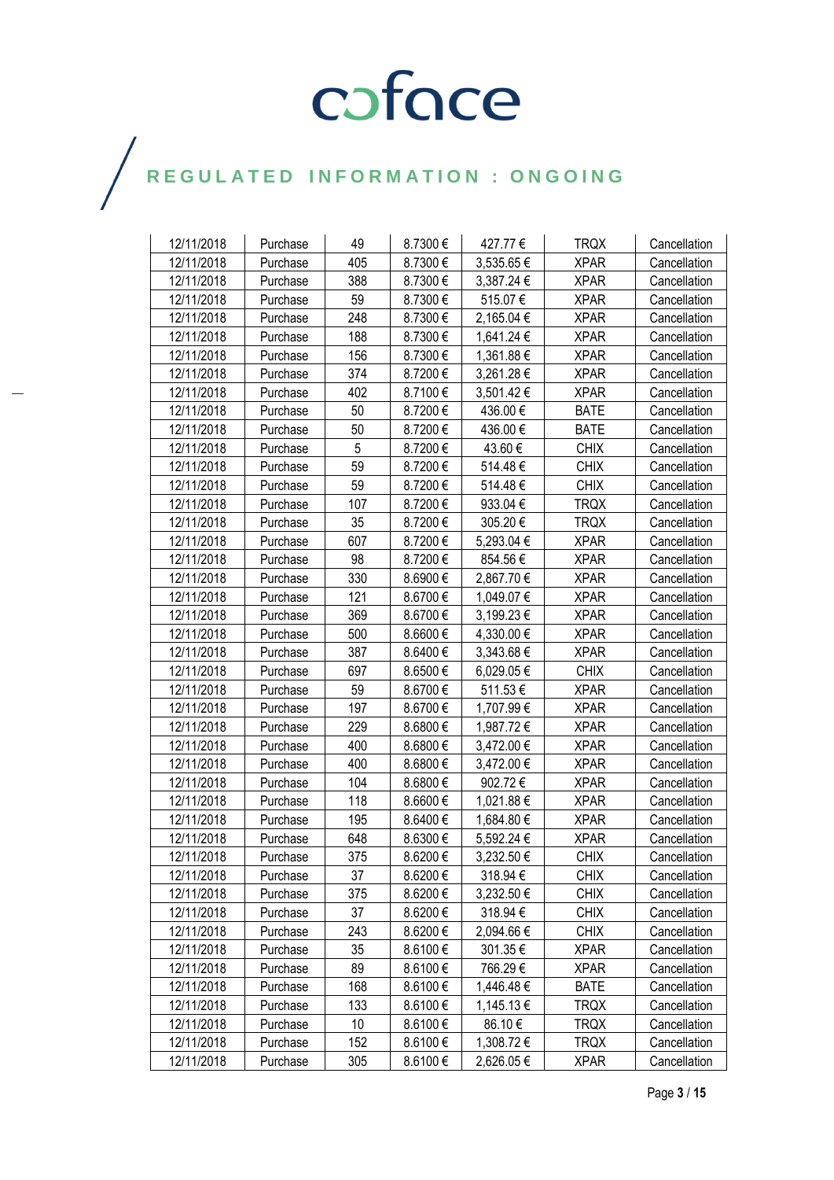| 12/11/2018 | Purchase | 49 | 8.7300 € | 427.77 € | TRQX | Cancellation |
|---|---|---|---|---|---|---|
| 12/11/2018 | Purchase | 405 | 8.7300 € | 3,535.65 € | XPAR | Cancellation |
| 12/11/2018 | Purchase | 388 | 8.7300 € | 3,387.24 € | XPAR | Cancellation |
| 12/11/2018 | Purchase | 59 | 8.7300 € | 515.07 € | XPAR | Cancellation |
| 12/11/2018 | Purchase | 248 | 8.7300 € | 2,165.04 € | XPAR | Cancellation |
| 12/11/2018 | Purchase | 188 | 8.7300 € | 1,641.24 € | XPAR | Cancellation |
| 12/11/2018 | Purchase | 156 | 8.7300 € | 1,361.88 € | XPAR | Cancellation |
| 12/11/2018 | Purchase | 374 | 8.7200 € | 3,261.28 € | XPAR | Cancellation |
| 12/11/2018 | Purchase | 402 | 8.7100 € | 3,501.42 € | XPAR | Cancellation |
| 12/11/2018 | Purchase | 50 | 8.7200 € | 436.00 € | BATE | Cancellation |
| 12/11/2018 | Purchase | 50 | 8.7200 € | 436.00 € | BATE | Cancellation |
| 12/11/2018 | Purchase | 5 | 8.7200 € | 43.60 € | CHIX | Cancellation |
| 12/11/2018 | Purchase | 59 | 8.7200 € | 514.48 € | CHIX | Cancellation |
| 12/11/2018 | Purchase | 59 | 8.7200 € | 514.48 € | CHIX | Cancellation |
| 12/11/2018 | Purchase | 107 | 8.7200 € | 933.04 € | TRQX | Cancellation |
| 12/11/2018 | Purchase | 35 | 8.7200 € | 305.20 € | TRQX | Cancellation |
| 12/11/2018 | Purchase | 607 | 8.7200 € | 5,293.04 € | XPAR | Cancellation |
| 12/11/2018 | Purchase | 98 | 8.7200 € | 854.56 € | XPAR | Cancellation |
| 12/11/2018 | Purchase | 330 | 8.6900 € | 2,867.70 € | XPAR | Cancellation |
| 12/11/2018 | Purchase | 121 | 8.6700 € | 1,049.07 € | XPAR | Cancellation |
| 12/11/2018 | Purchase | 369 | 8.6700 € | 3,199.23 € | XPAR | Cancellation |
| 12/11/2018 | Purchase | 500 | 8.6600 € | 4,330.00 € | XPAR | Cancellation |
| 12/11/2018 | Purchase | 387 | 8.6400 € | 3,343.68 € | XPAR | Cancellation |
| 12/11/2018 | Purchase | 697 | 8.6500 € | 6,029.05 € | CHIX | Cancellation |
| 12/11/2018 | Purchase | 59 | 8.6700 € | 511.53 € | XPAR | Cancellation |
| 12/11/2018 | Purchase | 197 | 8.6700 € | 1,707.99 € | XPAR | Cancellation |
| 12/11/2018 | Purchase | 229 | 8.6800 € | 1,987.72 € | XPAR | Cancellation |
| 12/11/2018 | Purchase | 400 | 8.6800 € | 3,472.00 € | XPAR | Cancellation |
| 12/11/2018 | Purchase | 400 | 8.6800 € | 3,472.00 € | XPAR | Cancellation |
| 12/11/2018 | Purchase | 104 | 8.6800 € | 902.72 € | XPAR | Cancellation |
| 12/11/2018 | Purchase | 118 | 8.6600 € | 1,021.88 € | XPAR | Cancellation |
| 12/11/2018 | Purchase | 195 | 8.6400 € | 1,684.80 € | XPAR | Cancellation |
| 12/11/2018 | Purchase | 648 | 8.6300 € | 5,592.24 € | XPAR | Cancellation |
| 12/11/2018 | Purchase | 375 | 8.6200 € | 3,232.50 € | CHIX | Cancellation |
| 12/11/2018 | Purchase | 37 | 8.6200 € | 318.94 € | CHIX | Cancellation |
| 12/11/2018 | Purchase | 375 | 8.6200 € | 3,232.50 € | CHIX | Cancellation |
| 12/11/2018 | Purchase | 37 | 8.6200 € | 318.94 € | CHIX | Cancellation |
| 12/11/2018 | Purchase | 243 | 8.6200 € | 2,094.66 € | CHIX | Cancellation |
| 12/11/2018 | Purchase | 35 | 8.6100 € | 301.35 € | XPAR | Cancellation |
| 12/11/2018 | Purchase | 89 | 8.6100 € | 766.29 € | XPAR | Cancellation |
| 12/11/2018 | Purchase | 168 | 8.6100 € | 1,446.48 € | BATE | Cancellation |
| 12/11/2018 | Purchase | 133 | 8.6100 € | 1,145.13 € | TRQX | Cancellation |
| 12/11/2018 | Purchase | 10 | 8.6100 € | 86.10 € | TRQX | Cancellation |
| 12/11/2018 | Purchase | 152 | 8.6100 € | 1,308.72 € | TRQX | Cancellation |
| 12/11/2018 | Purchase | 305 | 8.6100 € | 2,626.05 € | XPAR | Cancellation |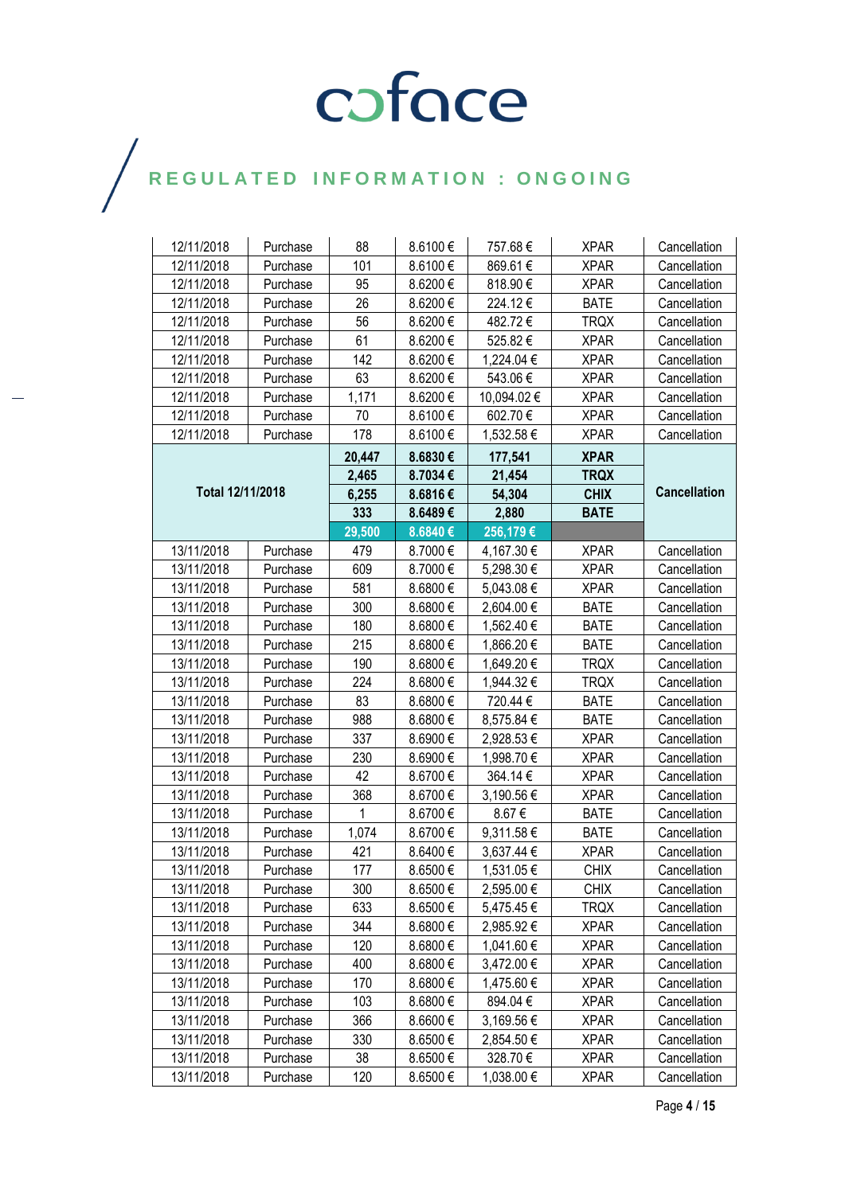REGULATED INFORMATION : ONGOING

| | | | | | | |
|---|---|---|---|---|---|---|
| 12/11/2018 | Purchase | 88 | 8.6100 € | 757.68 € | XPAR | Cancellation |
| 12/11/2018 | Purchase | 101 | 8.6100 € | 869.61 € | XPAR | Cancellation |
| 12/11/2018 | Purchase | 95 | 8.6200 € | 818.90 € | XPAR | Cancellation |
| 12/11/2018 | Purchase | 26 | 8.6200 € | 224.12 € | BATE | Cancellation |
| 12/11/2018 | Purchase | 56 | 8.6200 € | 482.72 € | TRQX | Cancellation |
| 12/11/2018 | Purchase | 61 | 8.6200 € | 525.82 € | XPAR | Cancellation |
| 12/11/2018 | Purchase | 142 | 8.6200 € | 1,224.04 € | XPAR | Cancellation |
| 12/11/2018 | Purchase | 63 | 8.6200 € | 543.06 € | XPAR | Cancellation |
| 12/11/2018 | Purchase | 1,171 | 8.6200 € | 10,094.02 € | XPAR | Cancellation |
| 12/11/2018 | Purchase | 70 | 8.6100 € | 602.70 € | XPAR | Cancellation |
| 12/11/2018 | Purchase | 178 | 8.6100 € | 1,532.58 € | XPAR | Cancellation |
| **Total 12/11/2018** | | **20,447** | **8.6830 €** | **177,541** | **XPAR** | **Cancellation** |
| | | **2,465** | **8.7034 €** | **21,454** | **TRQX** | |
| | | **6,255** | **8.6816 €** | **54,304** | **CHIX** | |
| | | **333** | **8.6489 €** | **2,880** | **BATE** | |
| | | **29,500** | **8.6840 €** | **256,179 €** | | |
| 13/11/2018 | Purchase | 479 | 8.7000 € | 4,167.30 € | XPAR | Cancellation |
| 13/11/2018 | Purchase | 609 | 8.7000 € | 5,298.30 € | XPAR | Cancellation |
| 13/11/2018 | Purchase | 581 | 8.6800 € | 5,043.08 € | XPAR | Cancellation |
| 13/11/2018 | Purchase | 300 | 8.6800 € | 2,604.00 € | BATE | Cancellation |
| 13/11/2018 | Purchase | 180 | 8.6800 € | 1,562.40 € | BATE | Cancellation |
| 13/11/2018 | Purchase | 215 | 8.6800 € | 1,866.20 € | BATE | Cancellation |
| 13/11/2018 | Purchase | 190 | 8.6800 € | 1,649.20 € | TRQX | Cancellation |
| 13/11/2018 | Purchase | 224 | 8.6800 € | 1,944.32 € | TRQX | Cancellation |
| 13/11/2018 | Purchase | 83 | 8.6800 € | 720.44 € | BATE | Cancellation |
| 13/11/2018 | Purchase | 988 | 8.6800 € | 8,575.84 € | BATE | Cancellation |
| 13/11/2018 | Purchase | 337 | 8.6900 € | 2,928.53 € | XPAR | Cancellation |
| 13/11/2018 | Purchase | 230 | 8.6900 € | 1,998.70 € | XPAR | Cancellation |
| 13/11/2018 | Purchase | 42 | 8.6700 € | 364.14 € | XPAR | Cancellation |
| 13/11/2018 | Purchase | 368 | 8.6700 € | 3,190.56 € | XPAR | Cancellation |
| 13/11/2018 | Purchase | 1 | 8.6700 € | 8.67 € | BATE | Cancellation |
| 13/11/2018 | Purchase | 1,074 | 8.6700 € | 9,311.58 € | BATE | Cancellation |
| 13/11/2018 | Purchase | 421 | 8.6400 € | 3,637.44 € | XPAR | Cancellation |
| 13/11/2018 | Purchase | 177 | 8.6500 € | 1,531.05 € | CHIX | Cancellation |
| 13/11/2018 | Purchase | 300 | 8.6500 € | 2,595.00 € | CHIX | Cancellation |
| 13/11/2018 | Purchase | 633 | 8.6500 € | 5,475.45 € | TRQX | Cancellation |
| 13/11/2018 | Purchase | 344 | 8.6800 € | 2,985.92 € | XPAR | Cancellation |
| 13/11/2018 | Purchase | 120 | 8.6800 € | 1,041.60 € | XPAR | Cancellation |
| 13/11/2018 | Purchase | 400 | 8.6800 € | 3,472.00 € | XPAR | Cancellation |
| 13/11/2018 | Purchase | 170 | 8.6800 € | 1,475.60 € | XPAR | Cancellation |
| 13/11/2018 | Purchase | 103 | 8.6800 € | 894.04 € | XPAR | Cancellation |
| 13/11/2018 | Purchase | 366 | 8.6600 € | 3,169.56 € | XPAR | Cancellation |
| 13/11/2018 | Purchase | 330 | 8.6500 € | 2,854.50 € | XPAR | Cancellation |
| 13/11/2018 | Purchase | 38 | 8.6500 € | 328.70 € | XPAR | Cancellation |
| 13/11/2018 | Purchase | 120 | 8.6500 € | 1,038.00 € | XPAR | Cancellation |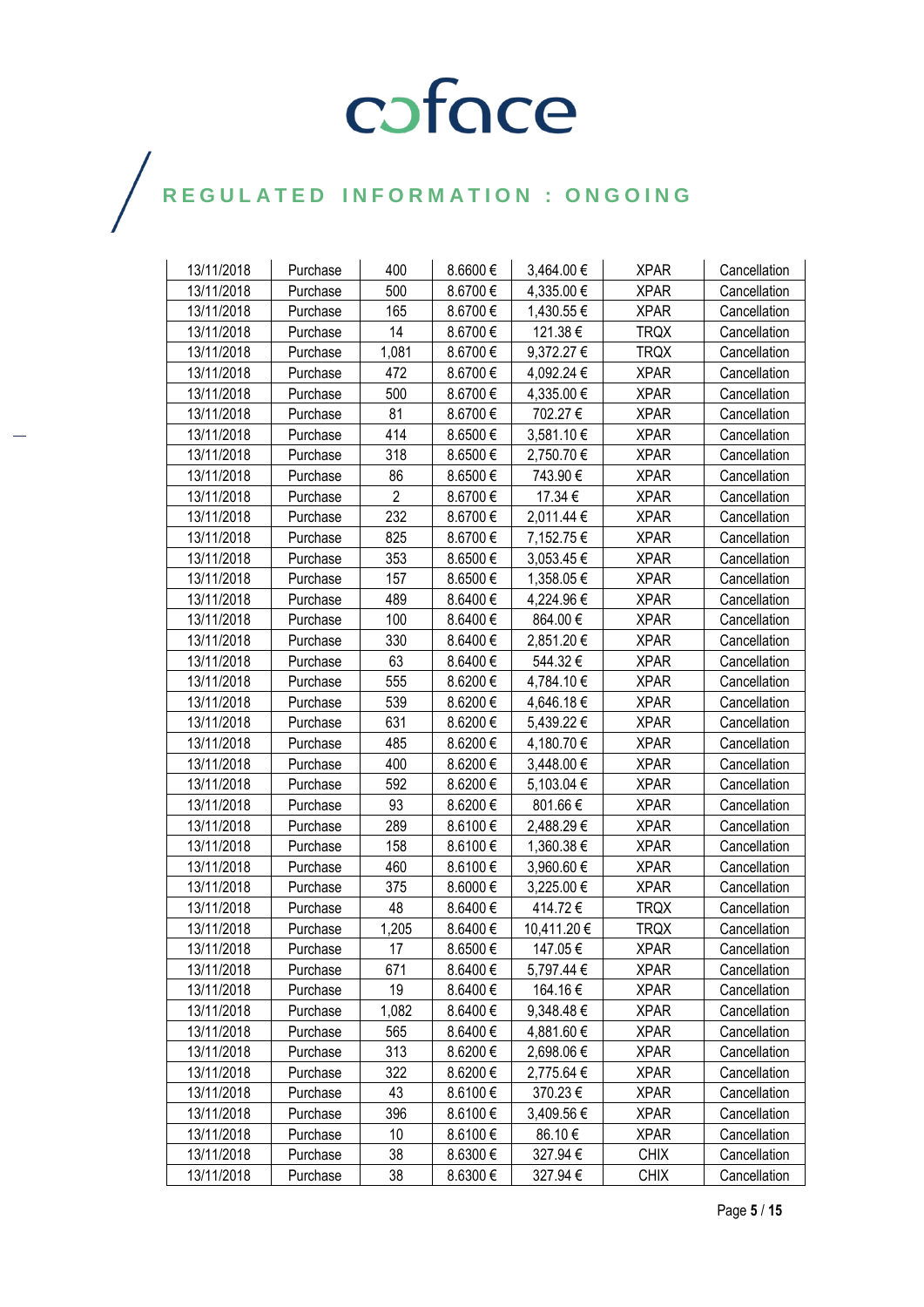# coface

## REGULATED INFORMATION : ONGOING

| | | | | | | |
|---|---|---|---|---|---|---|
| 13/11/2018 | Purchase | 400 | 8.6600 € | 3,464.00 € | XPAR | Cancellation |
| 13/11/2018 | Purchase | 500 | 8.6700 € | 4,335.00 € | XPAR | Cancellation |
| 13/11/2018 | Purchase | 165 | 8.6700 € | 1,430.55 € | XPAR | Cancellation |
| 13/11/2018 | Purchase | 14 | 8.6700 € | 121.38 € | TRQX | Cancellation |
| 13/11/2018 | Purchase | 1,081 | 8.6700 € | 9,372.27 € | TRQX | Cancellation |
| 13/11/2018 | Purchase | 472 | 8.6700 € | 4,092.24 € | XPAR | Cancellation |
| 13/11/2018 | Purchase | 500 | 8.6700 € | 4,335.00 € | XPAR | Cancellation |
| 13/11/2018 | Purchase | 81 | 8.6700 € | 702.27 € | XPAR | Cancellation |
| 13/11/2018 | Purchase | 414 | 8.6500 € | 3,581.10 € | XPAR | Cancellation |
| 13/11/2018 | Purchase | 318 | 8.6500 € | 2,750.70 € | XPAR | Cancellation |
| 13/11/2018 | Purchase | 86 | 8.6500 € | 743.90 € | XPAR | Cancellation |
| 13/11/2018 | Purchase | 2 | 8.6700 € | 17.34 € | XPAR | Cancellation |
| 13/11/2018 | Purchase | 232 | 8.6700 € | 2,011.44 € | XPAR | Cancellation |
| 13/11/2018 | Purchase | 825 | 8.6700 € | 7,152.75 € | XPAR | Cancellation |
| 13/11/2018 | Purchase | 353 | 8.6500 € | 3,053.45 € | XPAR | Cancellation |
| 13/11/2018 | Purchase | 157 | 8.6500 € | 1,358.05 € | XPAR | Cancellation |
| 13/11/2018 | Purchase | 489 | 8.6400 € | 4,224.96 € | XPAR | Cancellation |
| 13/11/2018 | Purchase | 100 | 8.6400 € | 864.00 € | XPAR | Cancellation |
| 13/11/2018 | Purchase | 330 | 8.6400 € | 2,851.20 € | XPAR | Cancellation |
| 13/11/2018 | Purchase | 63 | 8.6400 € | 544.32 € | XPAR | Cancellation |
| 13/11/2018 | Purchase | 555 | 8.6200 € | 4,784.10 € | XPAR | Cancellation |
| 13/11/2018 | Purchase | 539 | 8.6200 € | 4,646.18 € | XPAR | Cancellation |
| 13/11/2018 | Purchase | 631 | 8.6200 € | 5,439.22 € | XPAR | Cancellation |
| 13/11/2018 | Purchase | 485 | 8.6200 € | 4,180.70 € | XPAR | Cancellation |
| 13/11/2018 | Purchase | 400 | 8.6200 € | 3,448.00 € | XPAR | Cancellation |
| 13/11/2018 | Purchase | 592 | 8.6200 € | 5,103.04 € | XPAR | Cancellation |
| 13/11/2018 | Purchase | 93 | 8.6200 € | 801.66 € | XPAR | Cancellation |
| 13/11/2018 | Purchase | 289 | 8.6100 € | 2,488.29 € | XPAR | Cancellation |
| 13/11/2018 | Purchase | 158 | 8.6100 € | 1,360.38 € | XPAR | Cancellation |
| 13/11/2018 | Purchase | 460 | 8.6100 € | 3,960.60 € | XPAR | Cancellation |
| 13/11/2018 | Purchase | 375 | 8.6000 € | 3,225.00 € | XPAR | Cancellation |
| 13/11/2018 | Purchase | 48 | 8.6400 € | 414.72 € | TRQX | Cancellation |
| 13/11/2018 | Purchase | 1,205 | 8.6400 € | 10,411.20 € | TRQX | Cancellation |
| 13/11/2018 | Purchase | 17 | 8.6500 € | 147.05 € | XPAR | Cancellation |
| 13/11/2018 | Purchase | 671 | 8.6400 € | 5,797.44 € | XPAR | Cancellation |
| 13/11/2018 | Purchase | 19 | 8.6400 € | 164.16 € | XPAR | Cancellation |
| 13/11/2018 | Purchase | 1,082 | 8.6400 € | 9,348.48 € | XPAR | Cancellation |
| 13/11/2018 | Purchase | 565 | 8.6400 € | 4,881.60 € | XPAR | Cancellation |
| 13/11/2018 | Purchase | 313 | 8.6200 € | 2,698.06 € | XPAR | Cancellation |
| 13/11/2018 | Purchase | 322 | 8.6200 € | 2,775.64 € | XPAR | Cancellation |
| 13/11/2018 | Purchase | 43 | 8.6100 € | 370.23 € | XPAR | Cancellation |
| 13/11/2018 | Purchase | 396 | 8.6100 € | 3,409.56 € | XPAR | Cancellation |
| 13/11/2018 | Purchase | 10 | 8.6100 € | 86.10 € | XPAR | Cancellation |
| 13/11/2018 | Purchase | 38 | 8.6300 € | 327.94 € | CHIX | Cancellation |
| 13/11/2018 | Purchase | 38 | 8.6300 € | 327.94 € | CHIX | Cancellation |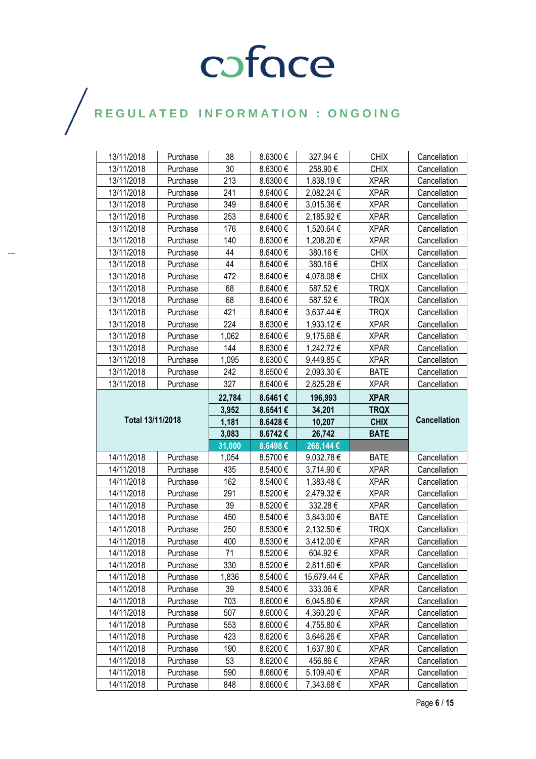# REGULATED INFORMATION : ONGOING

| | | | | | | |
|---|---|---|---|---|---|---|
| 13/11/2018 | Purchase | 38 | 8.6300 € | 327.94 € | CHIX | Cancellation |
| 13/11/2018 | Purchase | 30 | 8.6300 € | 258.90 € | CHIX | Cancellation |
| 13/11/2018 | Purchase | 213 | 8.6300 € | 1,838.19 € | XPAR | Cancellation |
| 13/11/2018 | Purchase | 241 | 8.6400 € | 2,082.24 € | XPAR | Cancellation |
| 13/11/2018 | Purchase | 349 | 8.6400 € | 3,015.36 € | XPAR | Cancellation |
| 13/11/2018 | Purchase | 253 | 8.6400 € | 2,185.92 € | XPAR | Cancellation |
| 13/11/2018 | Purchase | 176 | 8.6400 € | 1,520.64 € | XPAR | Cancellation |
| 13/11/2018 | Purchase | 140 | 8.6300 € | 1,208.20 € | XPAR | Cancellation |
| 13/11/2018 | Purchase | 44 | 8.6400 € | 380.16 € | CHIX | Cancellation |
| 13/11/2018 | Purchase | 44 | 8.6400 € | 380.16 € | CHIX | Cancellation |
| 13/11/2018 | Purchase | 472 | 8.6400 € | 4,078.08 € | CHIX | Cancellation |
| 13/11/2018 | Purchase | 68 | 8.6400 € | 587.52 € | TRQX | Cancellation |
| 13/11/2018 | Purchase | 68 | 8.6400 € | 587.52 € | TRQX | Cancellation |
| 13/11/2018 | Purchase | 421 | 8.6400 € | 3,637.44 € | TRQX | Cancellation |
| 13/11/2018 | Purchase | 224 | 8.6300 € | 1,933.12 € | XPAR | Cancellation |
| 13/11/2018 | Purchase | 1,062 | 8.6400 € | 9,175.68 € | XPAR | Cancellation |
| 13/11/2018 | Purchase | 144 | 8.6300 € | 1,242.72 € | XPAR | Cancellation |
| 13/11/2018 | Purchase | 1,095 | 8.6300 € | 9,449.85 € | XPAR | Cancellation |
| 13/11/2018 | Purchase | 242 | 8.6500 € | 2,093.30 € | BATE | Cancellation |
| 13/11/2018 | Purchase | 327 | 8.6400 € | 2,825.28 € | XPAR | Cancellation |
| **Total 13/11/2018** | | **22,784** | **8.6461 €** | **196,993** | **XPAR** | **Cancellation** |
| | | **3,952** | **8.6541 €** | **34,201** | **TRQX** | |
| | | **1,181** | **8.6428 €** | **10,207** | **CHIX** | |
| | | **3,083** | **8.6742 €** | **26,742** | **BATE** | |
| | | **31,000** | **8.6498 €** | **268,144 €** | | |
| 14/11/2018 | Purchase | 1,054 | 8.5700 € | 9,032.78 € | BATE | Cancellation |
| 14/11/2018 | Purchase | 435 | 8.5400 € | 3,714.90 € | XPAR | Cancellation |
| 14/11/2018 | Purchase | 162 | 8.5400 € | 1,383.48 € | XPAR | Cancellation |
| 14/11/2018 | Purchase | 291 | 8.5200 € | 2,479.32 € | XPAR | Cancellation |
| 14/11/2018 | Purchase | 39 | 8.5200 € | 332.28 € | XPAR | Cancellation |
| 14/11/2018 | Purchase | 450 | 8.5400 € | 3,843.00 € | BATE | Cancellation |
| 14/11/2018 | Purchase | 250 | 8.5300 € | 2,132.50 € | TRQX | Cancellation |
| 14/11/2018 | Purchase | 400 | 8.5300 € | 3,412.00 € | XPAR | Cancellation |
| 14/11/2018 | Purchase | 71 | 8.5200 € | 604.92 € | XPAR | Cancellation |
| 14/11/2018 | Purchase | 330 | 8.5200 € | 2,811.60 € | XPAR | Cancellation |
| 14/11/2018 | Purchase | 1,836 | 8.5400 € | 15,679.44 € | XPAR | Cancellation |
| 14/11/2018 | Purchase | 39 | 8.5400 € | 333.06 € | XPAR | Cancellation |
| 14/11/2018 | Purchase | 703 | 8.6000 € | 6,045.80 € | XPAR | Cancellation |
| 14/11/2018 | Purchase | 507 | 8.6000 € | 4,360.20 € | XPAR | Cancellation |
| 14/11/2018 | Purchase | 553 | 8.6000 € | 4,755.80 € | XPAR | Cancellation |
| 14/11/2018 | Purchase | 423 | 8.6200 € | 3,646.26 € | XPAR | Cancellation |
| 14/11/2018 | Purchase | 190 | 8.6200 € | 1,637.80 € | XPAR | Cancellation |
| 14/11/2018 | Purchase | 53 | 8.6200 € | 456.86 € | XPAR | Cancellation |
| 14/11/2018 | Purchase | 590 | 8.6600 € | 5,109.40 € | XPAR | Cancellation |
| 14/11/2018 | Purchase | 848 | 8.6600 € | 7,343.68 € | XPAR | Cancellation |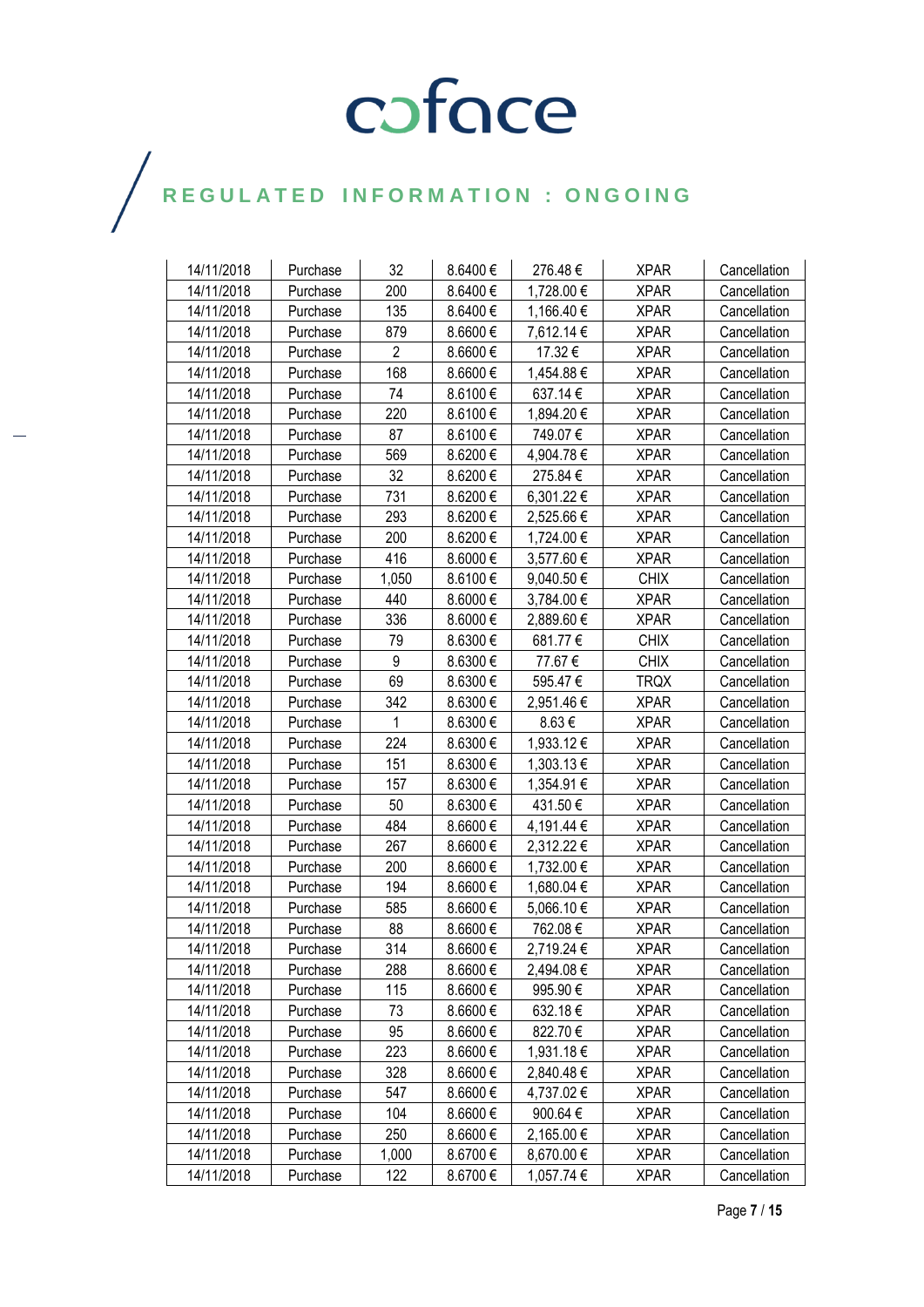# coface

## REGULATED INFORMATION : ONGOING

| | | | | | | |
|---|---|---|---|---|---|---|
| 14/11/2018 | Purchase | 32 | 8.6400 € | 276.48 € | XPAR | Cancellation |
| 14/11/2018 | Purchase | 200 | 8.6400 € | 1,728.00 € | XPAR | Cancellation |
| 14/11/2018 | Purchase | 135 | 8.6400 € | 1,166.40 € | XPAR | Cancellation |
| 14/11/2018 | Purchase | 879 | 8.6600 € | 7,612.14 € | XPAR | Cancellation |
| 14/11/2018 | Purchase | 2 | 8.6600 € | 17.32 € | XPAR | Cancellation |
| 14/11/2018 | Purchase | 168 | 8.6600 € | 1,454.88 € | XPAR | Cancellation |
| 14/11/2018 | Purchase | 74 | 8.6100 € | 637.14 € | XPAR | Cancellation |
| 14/11/2018 | Purchase | 220 | 8.6100 € | 1,894.20 € | XPAR | Cancellation |
| 14/11/2018 | Purchase | 87 | 8.6100 € | 749.07 € | XPAR | Cancellation |
| 14/11/2018 | Purchase | 569 | 8.6200 € | 4,904.78 € | XPAR | Cancellation |
| 14/11/2018 | Purchase | 32 | 8.6200 € | 275.84 € | XPAR | Cancellation |
| 14/11/2018 | Purchase | 731 | 8.6200 € | 6,301.22 € | XPAR | Cancellation |
| 14/11/2018 | Purchase | 293 | 8.6200 € | 2,525.66 € | XPAR | Cancellation |
| 14/11/2018 | Purchase | 200 | 8.6200 € | 1,724.00 € | XPAR | Cancellation |
| 14/11/2018 | Purchase | 416 | 8.6000 € | 3,577.60 € | XPAR | Cancellation |
| 14/11/2018 | Purchase | 1,050 | 8.6100 € | 9,040.50 € | CHIX | Cancellation |
| 14/11/2018 | Purchase | 440 | 8.6000 € | 3,784.00 € | XPAR | Cancellation |
| 14/11/2018 | Purchase | 336 | 8.6000 € | 2,889.60 € | XPAR | Cancellation |
| 14/11/2018 | Purchase | 79 | 8.6300 € | 681.77 € | CHIX | Cancellation |
| 14/11/2018 | Purchase | 9 | 8.6300 € | 77.67 € | CHIX | Cancellation |
| 14/11/2018 | Purchase | 69 | 8.6300 € | 595.47 € | TRQX | Cancellation |
| 14/11/2018 | Purchase | 342 | 8.6300 € | 2,951.46 € | XPAR | Cancellation |
| 14/11/2018 | Purchase | 1 | 8.6300 € | 8.63 € | XPAR | Cancellation |
| 14/11/2018 | Purchase | 224 | 8.6300 € | 1,933.12 € | XPAR | Cancellation |
| 14/11/2018 | Purchase | 151 | 8.6300 € | 1,303.13 € | XPAR | Cancellation |
| 14/11/2018 | Purchase | 157 | 8.6300 € | 1,354.91 € | XPAR | Cancellation |
| 14/11/2018 | Purchase | 50 | 8.6300 € | 431.50 € | XPAR | Cancellation |
| 14/11/2018 | Purchase | 484 | 8.6600 € | 4,191.44 € | XPAR | Cancellation |
| 14/11/2018 | Purchase | 267 | 8.6600 € | 2,312.22 € | XPAR | Cancellation |
| 14/11/2018 | Purchase | 200 | 8.6600 € | 1,732.00 € | XPAR | Cancellation |
| 14/11/2018 | Purchase | 194 | 8.6600 € | 1,680.04 € | XPAR | Cancellation |
| 14/11/2018 | Purchase | 585 | 8.6600 € | 5,066.10 € | XPAR | Cancellation |
| 14/11/2018 | Purchase | 88 | 8.6600 € | 762.08 € | XPAR | Cancellation |
| 14/11/2018 | Purchase | 314 | 8.6600 € | 2,719.24 € | XPAR | Cancellation |
| 14/11/2018 | Purchase | 288 | 8.6600 € | 2,494.08 € | XPAR | Cancellation |
| 14/11/2018 | Purchase | 115 | 8.6600 € | 995.90 € | XPAR | Cancellation |
| 14/11/2018 | Purchase | 73 | 8.6600 € | 632.18 € | XPAR | Cancellation |
| 14/11/2018 | Purchase | 95 | 8.6600 € | 822.70 € | XPAR | Cancellation |
| 14/11/2018 | Purchase | 223 | 8.6600 € | 1,931.18 € | XPAR | Cancellation |
| 14/11/2018 | Purchase | 328 | 8.6600 € | 2,840.48 € | XPAR | Cancellation |
| 14/11/2018 | Purchase | 547 | 8.6600 € | 4,737.02 € | XPAR | Cancellation |
| 14/11/2018 | Purchase | 104 | 8.6600 € | 900.64 € | XPAR | Cancellation |
| 14/11/2018 | Purchase | 250 | 8.6600 € | 2,165.00 € | XPAR | Cancellation |
| 14/11/2018 | Purchase | 1,000 | 8.6700 € | 8,670.00 € | XPAR | Cancellation |
| 14/11/2018 | Purchase | 122 | 8.6700 € | 1,057.74 € | XPAR | Cancellation |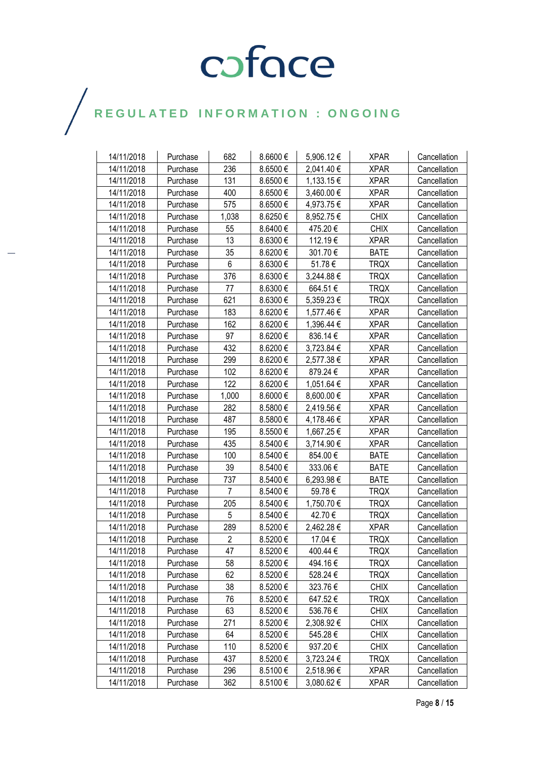| 14/11/2018 | Purchase | 682 | 8.6600 € | 5,906.12 € | XPAR | Cancellation |
|---|---|---|---|---|---|---|
| 14/11/2018 | Purchase | 236 | 8.6500 € | 2,041.40 € | XPAR | Cancellation |
| 14/11/2018 | Purchase | 131 | 8.6500 € | 1,133.15 € | XPAR | Cancellation |
| 14/11/2018 | Purchase | 400 | 8.6500 € | 3,460.00 € | XPAR | Cancellation |
| 14/11/2018 | Purchase | 575 | 8.6500 € | 4,973.75 € | XPAR | Cancellation |
| 14/11/2018 | Purchase | 1,038 | 8.6250 € | 8,952.75 € | CHIX | Cancellation |
| 14/11/2018 | Purchase | 55 | 8.6400 € | 475.20 € | CHIX | Cancellation |
| 14/11/2018 | Purchase | 13 | 8.6300 € | 112.19 € | XPAR | Cancellation |
| 14/11/2018 | Purchase | 35 | 8.6200 € | 301.70 € | BATE | Cancellation |
| 14/11/2018 | Purchase | 6 | 8.6300 € | 51.78 € | TRQX | Cancellation |
| 14/11/2018 | Purchase | 376 | 8.6300 € | 3,244.88 € | TRQX | Cancellation |
| 14/11/2018 | Purchase | 77 | 8.6300 € | 664.51 € | TRQX | Cancellation |
| 14/11/2018 | Purchase | 621 | 8.6300 € | 5,359.23 € | TRQX | Cancellation |
| 14/11/2018 | Purchase | 183 | 8.6200 € | 1,577.46 € | XPAR | Cancellation |
| 14/11/2018 | Purchase | 162 | 8.6200 € | 1,396.44 € | XPAR | Cancellation |
| 14/11/2018 | Purchase | 97 | 8.6200 € | 836.14 € | XPAR | Cancellation |
| 14/11/2018 | Purchase | 432 | 8.6200 € | 3,723.84 € | XPAR | Cancellation |
| 14/11/2018 | Purchase | 299 | 8.6200 € | 2,577.38 € | XPAR | Cancellation |
| 14/11/2018 | Purchase | 102 | 8.6200 € | 879.24 € | XPAR | Cancellation |
| 14/11/2018 | Purchase | 122 | 8.6200 € | 1,051.64 € | XPAR | Cancellation |
| 14/11/2018 | Purchase | 1,000 | 8.6000 € | 8,600.00 € | XPAR | Cancellation |
| 14/11/2018 | Purchase | 282 | 8.5800 € | 2,419.56 € | XPAR | Cancellation |
| 14/11/2018 | Purchase | 487 | 8.5800 € | 4,178.46 € | XPAR | Cancellation |
| 14/11/2018 | Purchase | 195 | 8.5500 € | 1,667.25 € | XPAR | Cancellation |
| 14/11/2018 | Purchase | 435 | 8.5400 € | 3,714.90 € | XPAR | Cancellation |
| 14/11/2018 | Purchase | 100 | 8.5400 € | 854.00 € | BATE | Cancellation |
| 14/11/2018 | Purchase | 39 | 8.5400 € | 333.06 € | BATE | Cancellation |
| 14/11/2018 | Purchase | 737 | 8.5400 € | 6,293.98 € | BATE | Cancellation |
| 14/11/2018 | Purchase | 7 | 8.5400 € | 59.78 € | TRQX | Cancellation |
| 14/11/2018 | Purchase | 205 | 8.5400 € | 1,750.70 € | TRQX | Cancellation |
| 14/11/2018 | Purchase | 5 | 8.5400 € | 42.70 € | TRQX | Cancellation |
| 14/11/2018 | Purchase | 289 | 8.5200 € | 2,462.28 € | XPAR | Cancellation |
| 14/11/2018 | Purchase | 2 | 8.5200 € | 17.04 € | TRQX | Cancellation |
| 14/11/2018 | Purchase | 47 | 8.5200 € | 400.44 € | TRQX | Cancellation |
| 14/11/2018 | Purchase | 58 | 8.5200 € | 494.16 € | TRQX | Cancellation |
| 14/11/2018 | Purchase | 62 | 8.5200 € | 528.24 € | TRQX | Cancellation |
| 14/11/2018 | Purchase | 38 | 8.5200 € | 323.76 € | CHIX | Cancellation |
| 14/11/2018 | Purchase | 76 | 8.5200 € | 647.52 € | TRQX | Cancellation |
| 14/11/2018 | Purchase | 63 | 8.5200 € | 536.76 € | CHIX | Cancellation |
| 14/11/2018 | Purchase | 271 | 8.5200 € | 2,308.92 € | CHIX | Cancellation |
| 14/11/2018 | Purchase | 64 | 8.5200 € | 545.28 € | CHIX | Cancellation |
| 14/11/2018 | Purchase | 110 | 8.5200 € | 937.20 € | CHIX | Cancellation |
| 14/11/2018 | Purchase | 437 | 8.5200 € | 3,723.24 € | TRQX | Cancellation |
| 14/11/2018 | Purchase | 296 | 8.5100 € | 2,518.96 € | XPAR | Cancellation |
| 14/11/2018 | Purchase | 362 | 8.5100 € | 3,080.62 € | XPAR | Cancellation |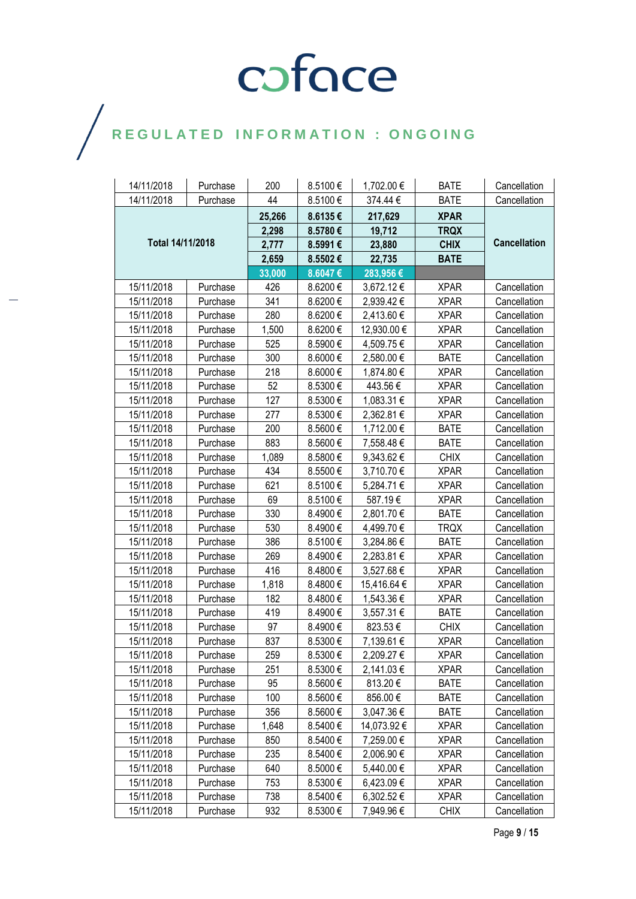coface

REGULATED INFORMATION : ONGOING

| | | | | | | |
|---|---|---|---|---|---|---|
| 14/11/2018 | Purchase | 200 | 8.5100 € | 1,702.00 € | BATE | Cancellation |
| 14/11/2018 | Purchase | 44 | 8.5100 € | 374.44 € | BATE | Cancellation |
| **Total 14/11/2018** | | **25,266** | **8.6135 €** | **217,629** | **XPAR** | **Cancellation** |
| | | **2,298** | **8.5780 €** | **19,712** | **TRQX** | |
| | | **2,777** | **8.5991 €** | **23,880** | **CHIX** | |
| | | **2,659** | **8.5502 €** | **22,735** | **BATE** | |
| | | **33,000** | **8.6047 €** | **283,956 €** | | |
| 15/11/2018 | Purchase | 426 | 8.6200 € | 3,672.12 € | XPAR | Cancellation |
| 15/11/2018 | Purchase | 341 | 8.6200 € | 2,939.42 € | XPAR | Cancellation |
| 15/11/2018 | Purchase | 280 | 8.6200 € | 2,413.60 € | XPAR | Cancellation |
| 15/11/2018 | Purchase | 1,500 | 8.6200 € | 12,930.00 € | XPAR | Cancellation |
| 15/11/2018 | Purchase | 525 | 8.5900 € | 4,509.75 € | XPAR | Cancellation |
| 15/11/2018 | Purchase | 300 | 8.6000 € | 2,580.00 € | BATE | Cancellation |
| 15/11/2018 | Purchase | 218 | 8.6000 € | 1,874.80 € | XPAR | Cancellation |
| 15/11/2018 | Purchase | 52 | 8.5300 € | 443.56 € | XPAR | Cancellation |
| 15/11/2018 | Purchase | 127 | 8.5300 € | 1,083.31 € | XPAR | Cancellation |
| 15/11/2018 | Purchase | 277 | 8.5300 € | 2,362.81 € | XPAR | Cancellation |
| 15/11/2018 | Purchase | 200 | 8.5600 € | 1,712.00 € | BATE | Cancellation |
| 15/11/2018 | Purchase | 883 | 8.5600 € | 7,558.48 € | BATE | Cancellation |
| 15/11/2018 | Purchase | 1,089 | 8.5800 € | 9,343.62 € | CHIX | Cancellation |
| 15/11/2018 | Purchase | 434 | 8.5500 € | 3,710.70 € | XPAR | Cancellation |
| 15/11/2018 | Purchase | 621 | 8.5100 € | 5,284.71 € | XPAR | Cancellation |
| 15/11/2018 | Purchase | 69 | 8.5100 € | 587.19 € | XPAR | Cancellation |
| 15/11/2018 | Purchase | 330 | 8.4900 € | 2,801.70 € | BATE | Cancellation |
| 15/11/2018 | Purchase | 530 | 8.4900 € | 4,499.70 € | TRQX | Cancellation |
| 15/11/2018 | Purchase | 386 | 8.5100 € | 3,284.86 € | BATE | Cancellation |
| 15/11/2018 | Purchase | 269 | 8.4900 € | 2,283.81 € | XPAR | Cancellation |
| 15/11/2018 | Purchase | 416 | 8.4800 € | 3,527.68 € | XPAR | Cancellation |
| 15/11/2018 | Purchase | 1,818 | 8.4800 € | 15,416.64 € | XPAR | Cancellation |
| 15/11/2018 | Purchase | 182 | 8.4800 € | 1,543.36 € | XPAR | Cancellation |
| 15/11/2018 | Purchase | 419 | 8.4900 € | 3,557.31 € | BATE | Cancellation |
| 15/11/2018 | Purchase | 97 | 8.4900 € | 823.53 € | CHIX | Cancellation |
| 15/11/2018 | Purchase | 837 | 8.5300 € | 7,139.61 € | XPAR | Cancellation |
| 15/11/2018 | Purchase | 259 | 8.5300 € | 2,209.27 € | XPAR | Cancellation |
| 15/11/2018 | Purchase | 251 | 8.5300 € | 2,141.03 € | XPAR | Cancellation |
| 15/11/2018 | Purchase | 95 | 8.5600 € | 813.20 € | BATE | Cancellation |
| 15/11/2018 | Purchase | 100 | 8.5600 € | 856.00 € | BATE | Cancellation |
| 15/11/2018 | Purchase | 356 | 8.5600 € | 3,047.36 € | BATE | Cancellation |
| 15/11/2018 | Purchase | 1,648 | 8.5400 € | 14,073.92 € | XPAR | Cancellation |
| 15/11/2018 | Purchase | 850 | 8.5400 € | 7,259.00 € | XPAR | Cancellation |
| 15/11/2018 | Purchase | 235 | 8.5400 € | 2,006.90 € | XPAR | Cancellation |
| 15/11/2018 | Purchase | 640 | 8.5000 € | 5,440.00 € | XPAR | Cancellation |
| 15/11/2018 | Purchase | 753 | 8.5300 € | 6,423.09 € | XPAR | Cancellation |
| 15/11/2018 | Purchase | 738 | 8.5400 € | 6,302.52 € | XPAR | Cancellation |
| 15/11/2018 | Purchase | 932 | 8.5300 € | 7,949.96 € | CHIX | Cancellation |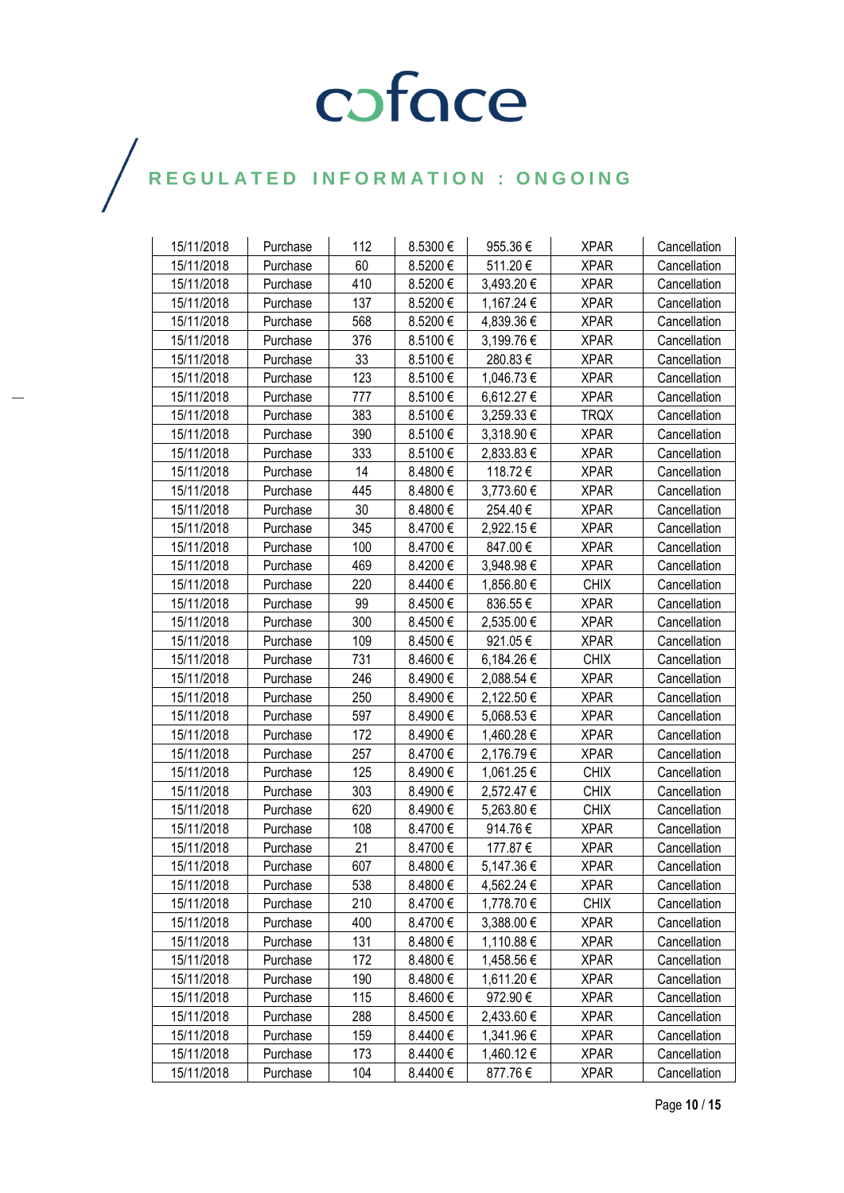# coface

## REGULATED INFORMATION : ONGOING

| | | | | | | |
|---|---|---|---|---|---|---|
| 15/11/2018 | Purchase | 112 | 8.5300 € | 955.36 € | XPAR | Cancellation |
| 15/11/2018 | Purchase | 60 | 8.5200 € | 511.20 € | XPAR | Cancellation |
| 15/11/2018 | Purchase | 410 | 8.5200 € | 3,493.20 € | XPAR | Cancellation |
| 15/11/2018 | Purchase | 137 | 8.5200 € | 1,167.24 € | XPAR | Cancellation |
| 15/11/2018 | Purchase | 568 | 8.5200 € | 4,839.36 € | XPAR | Cancellation |
| 15/11/2018 | Purchase | 376 | 8.5100 € | 3,199.76 € | XPAR | Cancellation |
| 15/11/2018 | Purchase | 33 | 8.5100 € | 280.83 € | XPAR | Cancellation |
| 15/11/2018 | Purchase | 123 | 8.5100 € | 1,046.73 € | XPAR | Cancellation |
| 15/11/2018 | Purchase | 777 | 8.5100 € | 6,612.27 € | XPAR | Cancellation |
| 15/11/2018 | Purchase | 383 | 8.5100 € | 3,259.33 € | TRQX | Cancellation |
| 15/11/2018 | Purchase | 390 | 8.5100 € | 3,318.90 € | XPAR | Cancellation |
| 15/11/2018 | Purchase | 333 | 8.5100 € | 2,833.83 € | XPAR | Cancellation |
| 15/11/2018 | Purchase | 14 | 8.4800 € | 118.72 € | XPAR | Cancellation |
| 15/11/2018 | Purchase | 445 | 8.4800 € | 3,773.60 € | XPAR | Cancellation |
| 15/11/2018 | Purchase | 30 | 8.4800 € | 254.40 € | XPAR | Cancellation |
| 15/11/2018 | Purchase | 345 | 8.4700 € | 2,922.15 € | XPAR | Cancellation |
| 15/11/2018 | Purchase | 100 | 8.4700 € | 847.00 € | XPAR | Cancellation |
| 15/11/2018 | Purchase | 469 | 8.4200 € | 3,948.98 € | XPAR | Cancellation |
| 15/11/2018 | Purchase | 220 | 8.4400 € | 1,856.80 € | CHIX | Cancellation |
| 15/11/2018 | Purchase | 99 | 8.4500 € | 836.55 € | XPAR | Cancellation |
| 15/11/2018 | Purchase | 300 | 8.4500 € | 2,535.00 € | XPAR | Cancellation |
| 15/11/2018 | Purchase | 109 | 8.4500 € | 921.05 € | XPAR | Cancellation |
| 15/11/2018 | Purchase | 731 | 8.4600 € | 6,184.26 € | CHIX | Cancellation |
| 15/11/2018 | Purchase | 246 | 8.4900 € | 2,088.54 € | XPAR | Cancellation |
| 15/11/2018 | Purchase | 250 | 8.4900 € | 2,122.50 € | XPAR | Cancellation |
| 15/11/2018 | Purchase | 597 | 8.4900 € | 5,068.53 € | XPAR | Cancellation |
| 15/11/2018 | Purchase | 172 | 8.4900 € | 1,460.28 € | XPAR | Cancellation |
| 15/11/2018 | Purchase | 257 | 8.4700 € | 2,176.79 € | XPAR | Cancellation |
| 15/11/2018 | Purchase | 125 | 8.4900 € | 1,061.25 € | CHIX | Cancellation |
| 15/11/2018 | Purchase | 303 | 8.4900 € | 2,572.47 € | CHIX | Cancellation |
| 15/11/2018 | Purchase | 620 | 8.4900 € | 5,263.80 € | CHIX | Cancellation |
| 15/11/2018 | Purchase | 108 | 8.4700 € | 914.76 € | XPAR | Cancellation |
| 15/11/2018 | Purchase | 21 | 8.4700 € | 177.87 € | XPAR | Cancellation |
| 15/11/2018 | Purchase | 607 | 8.4800 € | 5,147.36 € | XPAR | Cancellation |
| 15/11/2018 | Purchase | 538 | 8.4800 € | 4,562.24 € | XPAR | Cancellation |
| 15/11/2018 | Purchase | 210 | 8.4700 € | 1,778.70 € | CHIX | Cancellation |
| 15/11/2018 | Purchase | 400 | 8.4700 € | 3,388.00 € | XPAR | Cancellation |
| 15/11/2018 | Purchase | 131 | 8.4800 € | 1,110.88 € | XPAR | Cancellation |
| 15/11/2018 | Purchase | 172 | 8.4800 € | 1,458.56 € | XPAR | Cancellation |
| 15/11/2018 | Purchase | 190 | 8.4800 € | 1,611.20 € | XPAR | Cancellation |
| 15/11/2018 | Purchase | 115 | 8.4600 € | 972.90 € | XPAR | Cancellation |
| 15/11/2018 | Purchase | 288 | 8.4500 € | 2,433.60 € | XPAR | Cancellation |
| 15/11/2018 | Purchase | 159 | 8.4400 € | 1,341.96 € | XPAR | Cancellation |
| 15/11/2018 | Purchase | 173 | 8.4400 € | 1,460.12 € | XPAR | Cancellation |
| 15/11/2018 | Purchase | 104 | 8.4400 € | 877.76 € | XPAR | Cancellation |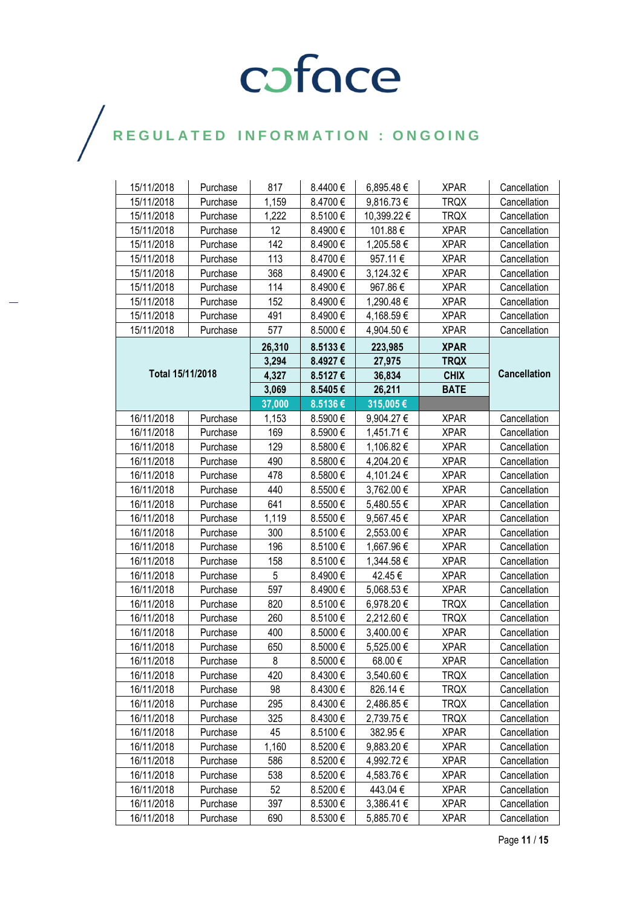# coface

## REGULATED INFORMATION : ONGOING

| | | | | | | |
|---|---|---|---|---|---|---|
| 15/11/2018 | Purchase | 817 | 8.4400 € | 6,895.48 € | XPAR | Cancellation |
| 15/11/2018 | Purchase | 1,159 | 8.4700 € | 9,816.73 € | TRQX | Cancellation |
| 15/11/2018 | Purchase | 1,222 | 8.5100 € | 10,399.22 € | TRQX | Cancellation |
| 15/11/2018 | Purchase | 12 | 8.4900 € | 101.88 € | XPAR | Cancellation |
| 15/11/2018 | Purchase | 142 | 8.4900 € | 1,205.58 € | XPAR | Cancellation |
| 15/11/2018 | Purchase | 113 | 8.4700 € | 957.11 € | XPAR | Cancellation |
| 15/11/2018 | Purchase | 368 | 8.4900 € | 3,124.32 € | XPAR | Cancellation |
| 15/11/2018 | Purchase | 114 | 8.4900 € | 967.86 € | XPAR | Cancellation |
| 15/11/2018 | Purchase | 152 | 8.4900 € | 1,290.48 € | XPAR | Cancellation |
| 15/11/2018 | Purchase | 491 | 8.4900 € | 4,168.59 € | XPAR | Cancellation |
| 15/11/2018 | Purchase | 577 | 8.5000 € | 4,904.50 € | XPAR | Cancellation |
| **Total 15/11/2018** | | **26,310** | **8.5133 €** | **223,985** | **XPAR** | **Cancellation** |
| | | **3,294** | **8.4927 €** | **27,975** | **TRQX** | |
| | | **4,327** | **8.5127 €** | **36,834** | **CHIX** | |
| | | **3,069** | **8.5405 €** | **26,211** | **BATE** | |
| | | **37,000** | **8.5136 €** | **315,005 €** | | |
| 16/11/2018 | Purchase | 1,153 | 8.5900 € | 9,904.27 € | XPAR | Cancellation |
| 16/11/2018 | Purchase | 169 | 8.5900 € | 1,451.71 € | XPAR | Cancellation |
| 16/11/2018 | Purchase | 129 | 8.5800 € | 1,106.82 € | XPAR | Cancellation |
| 16/11/2018 | Purchase | 490 | 8.5800 € | 4,204.20 € | XPAR | Cancellation |
| 16/11/2018 | Purchase | 478 | 8.5800 € | 4,101.24 € | XPAR | Cancellation |
| 16/11/2018 | Purchase | 440 | 8.5500 € | 3,762.00 € | XPAR | Cancellation |
| 16/11/2018 | Purchase | 641 | 8.5500 € | 5,480.55 € | XPAR | Cancellation |
| 16/11/2018 | Purchase | 1,119 | 8.5500 € | 9,567.45 € | XPAR | Cancellation |
| 16/11/2018 | Purchase | 300 | 8.5100 € | 2,553.00 € | XPAR | Cancellation |
| 16/11/2018 | Purchase | 196 | 8.5100 € | 1,667.96 € | XPAR | Cancellation |
| 16/11/2018 | Purchase | 158 | 8.5100 € | 1,344.58 € | XPAR | Cancellation |
| 16/11/2018 | Purchase | 5 | 8.4900 € | 42.45 € | XPAR | Cancellation |
| 16/11/2018 | Purchase | 597 | 8.4900 € | 5,068.53 € | XPAR | Cancellation |
| 16/11/2018 | Purchase | 820 | 8.5100 € | 6,978.20 € | TRQX | Cancellation |
| 16/11/2018 | Purchase | 260 | 8.5100 € | 2,212.60 € | TRQX | Cancellation |
| 16/11/2018 | Purchase | 400 | 8.5000 € | 3,400.00 € | XPAR | Cancellation |
| 16/11/2018 | Purchase | 650 | 8.5000 € | 5,525.00 € | XPAR | Cancellation |
| 16/11/2018 | Purchase | 8 | 8.5000 € | 68.00 € | XPAR | Cancellation |
| 16/11/2018 | Purchase | 420 | 8.4300 € | 3,540.60 € | TRQX | Cancellation |
| 16/11/2018 | Purchase | 98 | 8.4300 € | 826.14 € | TRQX | Cancellation |
| 16/11/2018 | Purchase | 295 | 8.4300 € | 2,486.85 € | TRQX | Cancellation |
| 16/11/2018 | Purchase | 325 | 8.4300 € | 2,739.75 € | TRQX | Cancellation |
| 16/11/2018 | Purchase | 45 | 8.5100 € | 382.95 € | XPAR | Cancellation |
| 16/11/2018 | Purchase | 1,160 | 8.5200 € | 9,883.20 € | XPAR | Cancellation |
| 16/11/2018 | Purchase | 586 | 8.5200 € | 4,992.72 € | XPAR | Cancellation |
| 16/11/2018 | Purchase | 538 | 8.5200 € | 4,583.76 € | XPAR | Cancellation |
| 16/11/2018 | Purchase | 52 | 8.5200 € | 443.04 € | XPAR | Cancellation |
| 16/11/2018 | Purchase | 397 | 8.5300 € | 3,386.41 € | XPAR | Cancellation |
| 16/11/2018 | Purchase | 690 | 8.5300 € | 5,885.70 € | XPAR | Cancellation |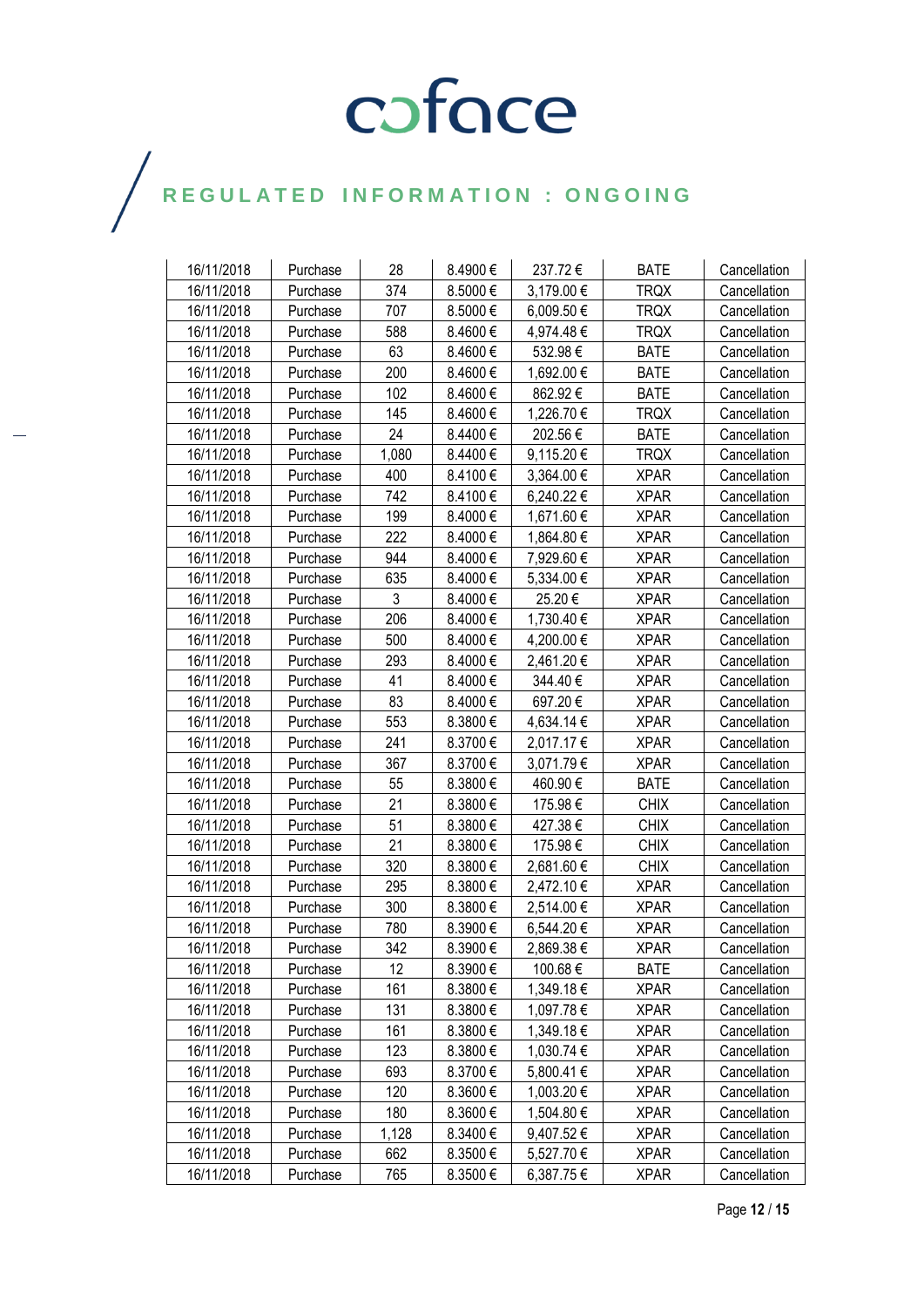| | | | | | | |
|---|---|---|---|---|---|---|
| 16/11/2018 | Purchase | 28 | 8.4900 € | 237.72 € | BATE | Cancellation |
| 16/11/2018 | Purchase | 374 | 8.5000 € | 3,179.00 € | TRQX | Cancellation |
| 16/11/2018 | Purchase | 707 | 8.5000 € | 6,009.50 € | TRQX | Cancellation |
| 16/11/2018 | Purchase | 588 | 8.4600 € | 4,974.48 € | TRQX | Cancellation |
| 16/11/2018 | Purchase | 63 | 8.4600 € | 532.98 € | BATE | Cancellation |
| 16/11/2018 | Purchase | 200 | 8.4600 € | 1,692.00 € | BATE | Cancellation |
| 16/11/2018 | Purchase | 102 | 8.4600 € | 862.92 € | BATE | Cancellation |
| 16/11/2018 | Purchase | 145 | 8.4600 € | 1,226.70 € | TRQX | Cancellation |
| 16/11/2018 | Purchase | 24 | 8.4400 € | 202.56 € | BATE | Cancellation |
| 16/11/2018 | Purchase | 1,080 | 8.4400 € | 9,115.20 € | TRQX | Cancellation |
| 16/11/2018 | Purchase | 400 | 8.4100 € | 3,364.00 € | XPAR | Cancellation |
| 16/11/2018 | Purchase | 742 | 8.4100 € | 6,240.22 € | XPAR | Cancellation |
| 16/11/2018 | Purchase | 199 | 8.4000 € | 1,671.60 € | XPAR | Cancellation |
| 16/11/2018 | Purchase | 222 | 8.4000 € | 1,864.80 € | XPAR | Cancellation |
| 16/11/2018 | Purchase | 944 | 8.4000 € | 7,929.60 € | XPAR | Cancellation |
| 16/11/2018 | Purchase | 635 | 8.4000 € | 5,334.00 € | XPAR | Cancellation |
| 16/11/2018 | Purchase | 3 | 8.4000 € | 25.20 € | XPAR | Cancellation |
| 16/11/2018 | Purchase | 206 | 8.4000 € | 1,730.40 € | XPAR | Cancellation |
| 16/11/2018 | Purchase | 500 | 8.4000 € | 4,200.00 € | XPAR | Cancellation |
| 16/11/2018 | Purchase | 293 | 8.4000 € | 2,461.20 € | XPAR | Cancellation |
| 16/11/2018 | Purchase | 41 | 8.4000 € | 344.40 € | XPAR | Cancellation |
| 16/11/2018 | Purchase | 83 | 8.4000 € | 697.20 € | XPAR | Cancellation |
| 16/11/2018 | Purchase | 553 | 8.3800 € | 4,634.14 € | XPAR | Cancellation |
| 16/11/2018 | Purchase | 241 | 8.3700 € | 2,017.17 € | XPAR | Cancellation |
| 16/11/2018 | Purchase | 367 | 8.3700 € | 3,071.79 € | XPAR | Cancellation |
| 16/11/2018 | Purchase | 55 | 8.3800 € | 460.90 € | BATE | Cancellation |
| 16/11/2018 | Purchase | 21 | 8.3800 € | 175.98 € | CHIX | Cancellation |
| 16/11/2018 | Purchase | 51 | 8.3800 € | 427.38 € | CHIX | Cancellation |
| 16/11/2018 | Purchase | 21 | 8.3800 € | 175.98 € | CHIX | Cancellation |
| 16/11/2018 | Purchase | 320 | 8.3800 € | 2,681.60 € | CHIX | Cancellation |
| 16/11/2018 | Purchase | 295 | 8.3800 € | 2,472.10 € | XPAR | Cancellation |
| 16/11/2018 | Purchase | 300 | 8.3800 € | 2,514.00 € | XPAR | Cancellation |
| 16/11/2018 | Purchase | 780 | 8.3900 € | 6,544.20 € | XPAR | Cancellation |
| 16/11/2018 | Purchase | 342 | 8.3900 € | 2,869.38 € | XPAR | Cancellation |
| 16/11/2018 | Purchase | 12 | 8.3900 € | 100.68 € | BATE | Cancellation |
| 16/11/2018 | Purchase | 161 | 8.3800 € | 1,349.18 € | XPAR | Cancellation |
| 16/11/2018 | Purchase | 131 | 8.3800 € | 1,097.78 € | XPAR | Cancellation |
| 16/11/2018 | Purchase | 161 | 8.3800 € | 1,349.18 € | XPAR | Cancellation |
| 16/11/2018 | Purchase | 123 | 8.3800 € | 1,030.74 € | XPAR | Cancellation |
| 16/11/2018 | Purchase | 693 | 8.3700 € | 5,800.41 € | XPAR | Cancellation |
| 16/11/2018 | Purchase | 120 | 8.3600 € | 1,003.20 € | XPAR | Cancellation |
| 16/11/2018 | Purchase | 180 | 8.3600 € | 1,504.80 € | XPAR | Cancellation |
| 16/11/2018 | Purchase | 1,128 | 8.3400 € | 9,407.52 € | XPAR | Cancellation |
| 16/11/2018 | Purchase | 662 | 8.3500 € | 5,527.70 € | XPAR | Cancellation |
| 16/11/2018 | Purchase | 765 | 8.3500 € | 6,387.75 € | XPAR | Cancellation |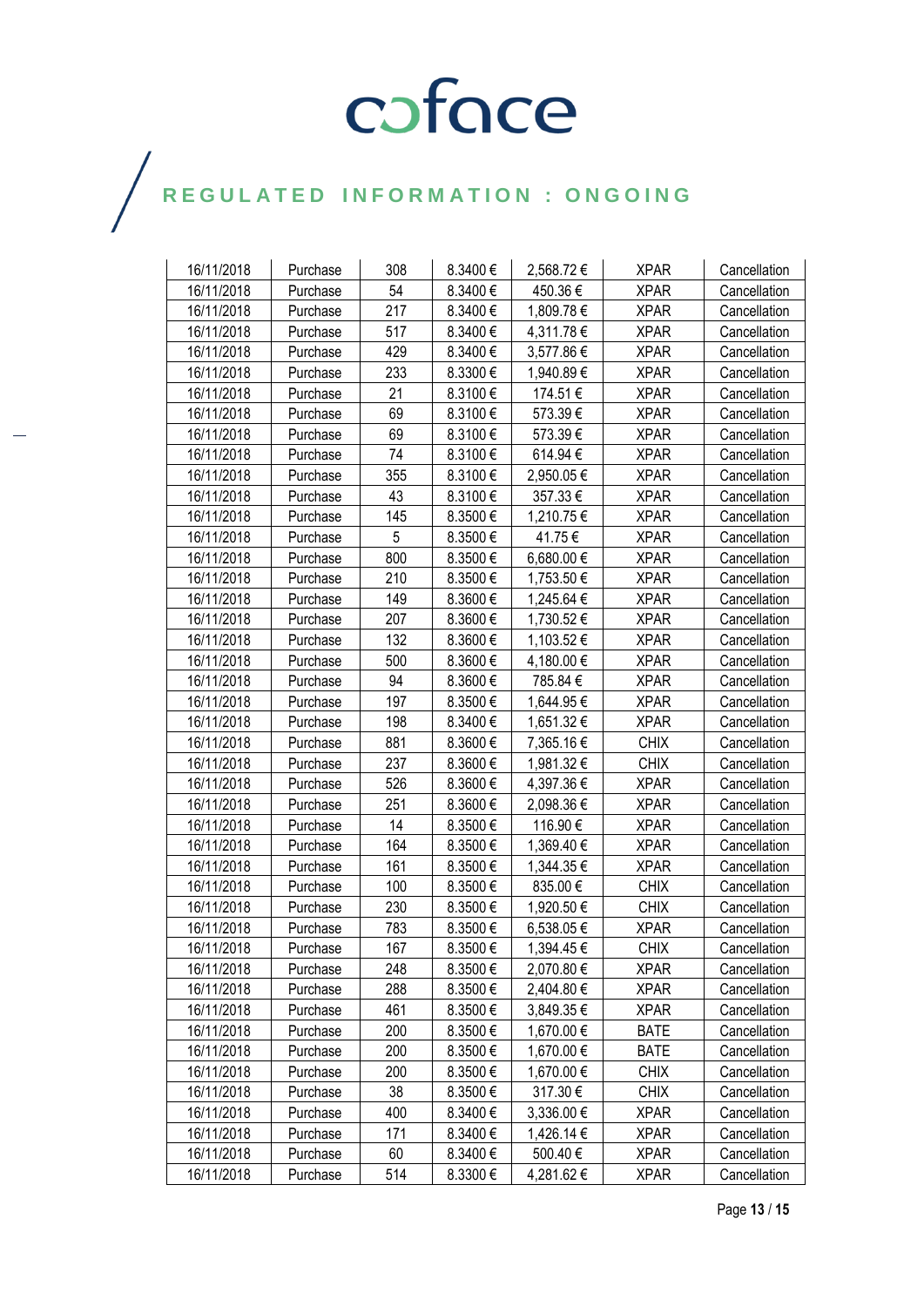| 16/11/2018 | Purchase | 308 | 8.3400 € | 2,568.72 € | XPAR | Cancellation |
|---|---|---|---|---|---|---|
| 16/11/2018 | Purchase | 54 | 8.3400 € | 450.36 € | XPAR | Cancellation |
| 16/11/2018 | Purchase | 217 | 8.3400 € | 1,809.78 € | XPAR | Cancellation |
| 16/11/2018 | Purchase | 517 | 8.3400 € | 4,311.78 € | XPAR | Cancellation |
| 16/11/2018 | Purchase | 429 | 8.3400 € | 3,577.86 € | XPAR | Cancellation |
| 16/11/2018 | Purchase | 233 | 8.3300 € | 1,940.89 € | XPAR | Cancellation |
| 16/11/2018 | Purchase | 21 | 8.3100 € | 174.51 € | XPAR | Cancellation |
| 16/11/2018 | Purchase | 69 | 8.3100 € | 573.39 € | XPAR | Cancellation |
| 16/11/2018 | Purchase | 69 | 8.3100 € | 573.39 € | XPAR | Cancellation |
| 16/11/2018 | Purchase | 74 | 8.3100 € | 614.94 € | XPAR | Cancellation |
| 16/11/2018 | Purchase | 355 | 8.3100 € | 2,950.05 € | XPAR | Cancellation |
| 16/11/2018 | Purchase | 43 | 8.3100 € | 357.33 € | XPAR | Cancellation |
| 16/11/2018 | Purchase | 145 | 8.3500 € | 1,210.75 € | XPAR | Cancellation |
| 16/11/2018 | Purchase | 5 | 8.3500 € | 41.75 € | XPAR | Cancellation |
| 16/11/2018 | Purchase | 800 | 8.3500 € | 6,680.00 € | XPAR | Cancellation |
| 16/11/2018 | Purchase | 210 | 8.3500 € | 1,753.50 € | XPAR | Cancellation |
| 16/11/2018 | Purchase | 149 | 8.3600 € | 1,245.64 € | XPAR | Cancellation |
| 16/11/2018 | Purchase | 207 | 8.3600 € | 1,730.52 € | XPAR | Cancellation |
| 16/11/2018 | Purchase | 132 | 8.3600 € | 1,103.52 € | XPAR | Cancellation |
| 16/11/2018 | Purchase | 500 | 8.3600 € | 4,180.00 € | XPAR | Cancellation |
| 16/11/2018 | Purchase | 94 | 8.3600 € | 785.84 € | XPAR | Cancellation |
| 16/11/2018 | Purchase | 197 | 8.3500 € | 1,644.95 € | XPAR | Cancellation |
| 16/11/2018 | Purchase | 198 | 8.3400 € | 1,651.32 € | XPAR | Cancellation |
| 16/11/2018 | Purchase | 881 | 8.3600 € | 7,365.16 € | CHIX | Cancellation |
| 16/11/2018 | Purchase | 237 | 8.3600 € | 1,981.32 € | CHIX | Cancellation |
| 16/11/2018 | Purchase | 526 | 8.3600 € | 4,397.36 € | XPAR | Cancellation |
| 16/11/2018 | Purchase | 251 | 8.3600 € | 2,098.36 € | XPAR | Cancellation |
| 16/11/2018 | Purchase | 14 | 8.3500 € | 116.90 € | XPAR | Cancellation |
| 16/11/2018 | Purchase | 164 | 8.3500 € | 1,369.40 € | XPAR | Cancellation |
| 16/11/2018 | Purchase | 161 | 8.3500 € | 1,344.35 € | XPAR | Cancellation |
| 16/11/2018 | Purchase | 100 | 8.3500 € | 835.00 € | CHIX | Cancellation |
| 16/11/2018 | Purchase | 230 | 8.3500 € | 1,920.50 € | CHIX | Cancellation |
| 16/11/2018 | Purchase | 783 | 8.3500 € | 6,538.05 € | XPAR | Cancellation |
| 16/11/2018 | Purchase | 167 | 8.3500 € | 1,394.45 € | CHIX | Cancellation |
| 16/11/2018 | Purchase | 248 | 8.3500 € | 2,070.80 € | XPAR | Cancellation |
| 16/11/2018 | Purchase | 288 | 8.3500 € | 2,404.80 € | XPAR | Cancellation |
| 16/11/2018 | Purchase | 461 | 8.3500 € | 3,849.35 € | XPAR | Cancellation |
| 16/11/2018 | Purchase | 200 | 8.3500 € | 1,670.00 € | BATE | Cancellation |
| 16/11/2018 | Purchase | 200 | 8.3500 € | 1,670.00 € | BATE | Cancellation |
| 16/11/2018 | Purchase | 200 | 8.3500 € | 1,670.00 € | CHIX | Cancellation |
| 16/11/2018 | Purchase | 38 | 8.3500 € | 317.30 € | CHIX | Cancellation |
| 16/11/2018 | Purchase | 400 | 8.3400 € | 3,336.00 € | XPAR | Cancellation |
| 16/11/2018 | Purchase | 171 | 8.3400 € | 1,426.14 € | XPAR | Cancellation |
| 16/11/2018 | Purchase | 60 | 8.3400 € | 500.40 € | XPAR | Cancellation |
| 16/11/2018 | Purchase | 514 | 8.3300 € | 4,281.62 € | XPAR | Cancellation |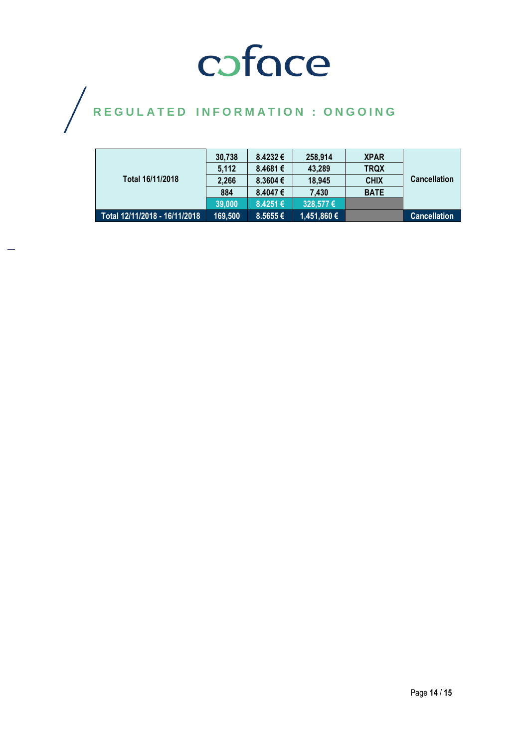# REGULATED INFORMATION : ONGOING

| | | | | | |
|---|---|---|---|---|---|
| Total 16/11/2018 | 30,738 | 8.4232 € | 258,914 | XPAR | Cancellation |
| | 5,112 | 8.4681 € | 43,289 | TRQX | |
| | 2,266 | 8.3604 € | 18,945 | CHIX | |
| | 884 | 8.4047 € | 7,430 | BATE | |
| | 39,000 | 8.4251 € | 328,577 € | | |
| Total 12/11/2018 - 16/11/2018 | 169,500 | 8.5655 € | 1,451,860 € | | Cancellation |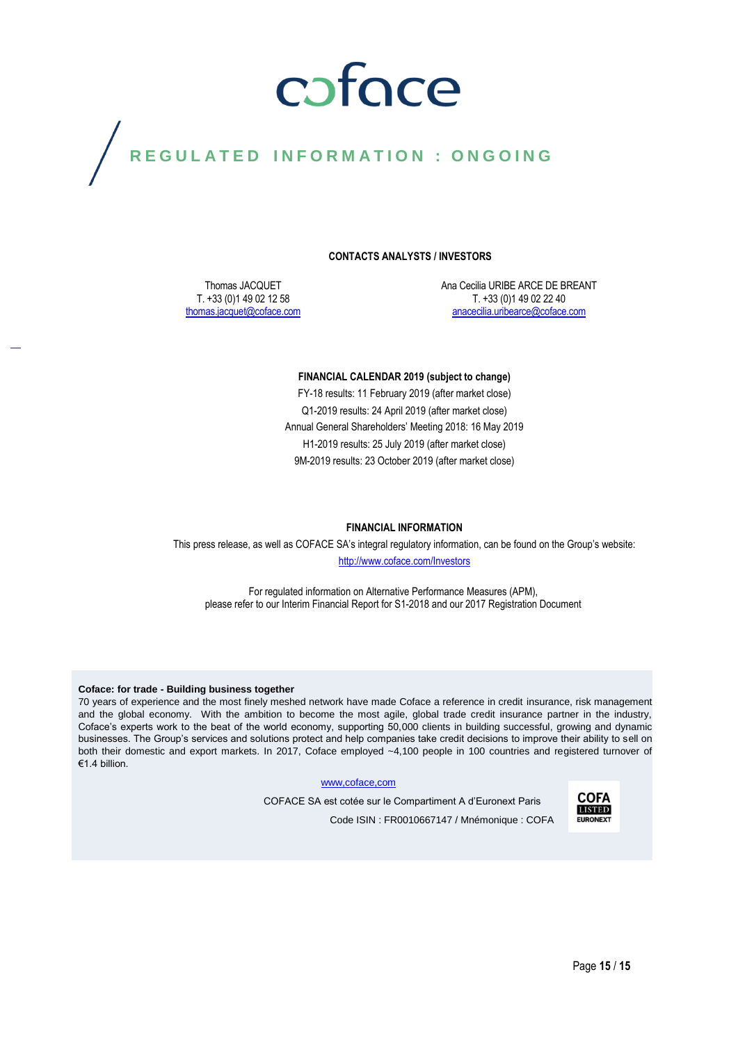coface

# REGULATED INFORMATION : ONGOING

**CONTACTS ANALYSTS / INVESTORS**

Thomas JACQUET
T. +33 (0)1 49 02 12 58
thomas.jacquet@coface.com

Ana Cecilia URIBE ARCE DE BREANT
T. +33 (0)1 49 02 22 40
anacecilia.uribearce@coface.com

**FINANCIAL CALENDAR 2019 (subject to change)**

FY-18 results: 11 February 2019 (after market close)
Q1-2019 results: 24 April 2019 (after market close)
Annual General Shareholders' Meeting 2018: 16 May 2019
H1-2019 results: 25 July 2019 (after market close)
9M-2019 results: 23 October 2019 (after market close)

**FINANCIAL INFORMATION**

This press release, as well as COFACE SA's integral regulatory information, can be found on the Group's website:
http://www.coface.com/Investors

For regulated information on Alternative Performance Measures (APM),
please refer to our Interim Financial Report for S1-2018 and our 2017 Registration Document

**Coface: for trade - Building business together**
70 years of experience and the most finely meshed network have made Coface a reference in credit insurance, risk management and the global economy. With the ambition to become the most agile, global trade credit insurance partner in the industry, Coface's experts work to the beat of the world economy, supporting 50,000 clients in building successful, growing and dynamic businesses. The Group's services and solutions protect and help companies take credit decisions to improve their ability to sell on both their domestic and export markets. In 2017, Coface employed ~4,100 people in 100 countries and registered turnover of €1.4 billion.

www,coface,com

COFACE SA est cotée sur le Compartiment A d'Euronext Paris
Code ISIN : FR0010667147 / Mnémonique : COFA

COFA LISTED EURONEXT